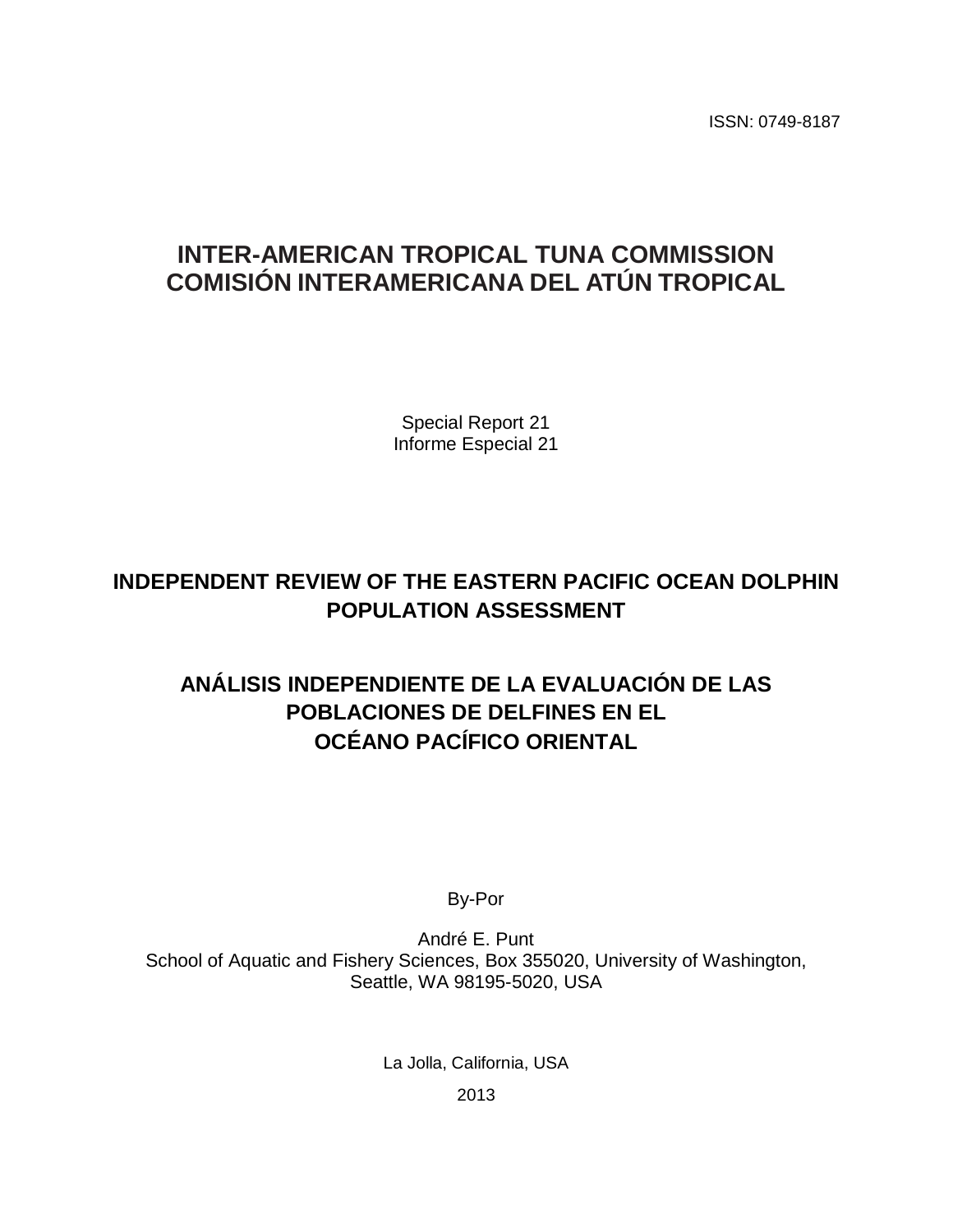ISSN: 0749-8187

# INTER-AMERICAN TROPICAL TUNA COMMISSION
# COMISIÓN INTERAMERICANA DEL ATÚN TROPICAL

Special Report 21
Informe Especial 21

## INDEPENDENT REVIEW OF THE EASTERN PACIFIC OCEAN DOLPHIN POPULATION ASSESSMENT

## ANÁLISIS INDEPENDIENTE DE LA EVALUACIÓN DE LAS POBLACIONES DE DELFINES EN EL OCÉANO PACÍFICO ORIENTAL

By-Por

André E. Punt
School of Aquatic and Fishery Sciences, Box 355020, University of Washington, Seattle, WA 98195-5020, USA

La Jolla, California, USA

2013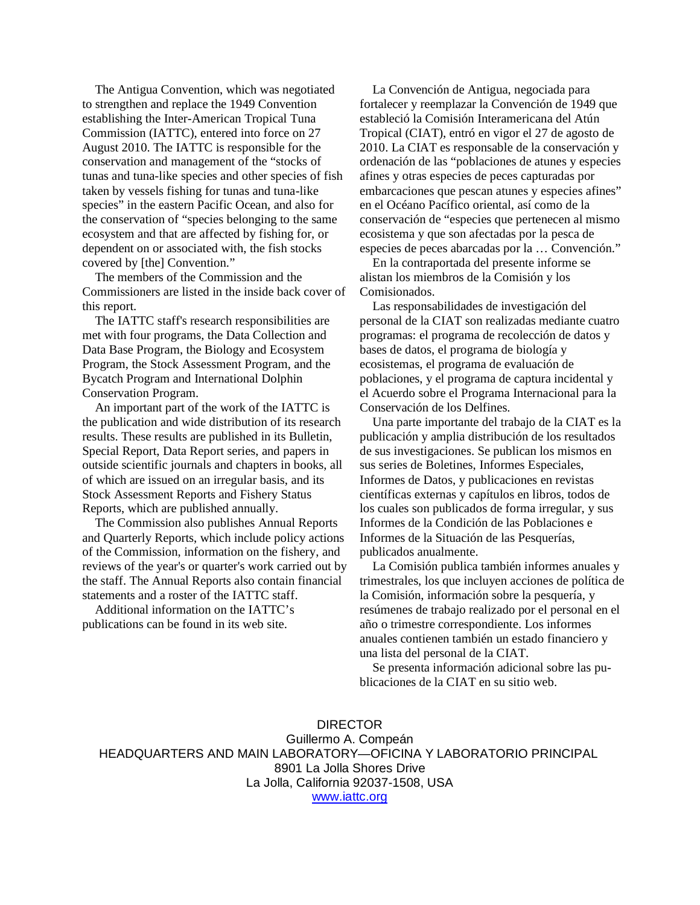The Antigua Convention, which was negotiated to strengthen and replace the 1949 Convention establishing the Inter-American Tropical Tuna Commission (IATTC), entered into force on 27 August 2010. The IATTC is responsible for the conservation and management of the "stocks of tunas and tuna-like species and other species of fish taken by vessels fishing for tunas and tuna-like species" in the eastern Pacific Ocean, and also for the conservation of "species belonging to the same ecosystem and that are affected by fishing for, or dependent on or associated with, the fish stocks covered by [the] Convention."

The members of the Commission and the Commissioners are listed in the inside back cover of this report.

The IATTC staff's research responsibilities are met with four programs, the Data Collection and Data Base Program, the Biology and Ecosystem Program, the Stock Assessment Program, and the Bycatch Program and International Dolphin Conservation Program.

An important part of the work of the IATTC is the publication and wide distribution of its research results. These results are published in its Bulletin, Special Report, Data Report series, and papers in outside scientific journals and chapters in books, all of which are issued on an irregular basis, and its Stock Assessment Reports and Fishery Status Reports, which are published annually.

The Commission also publishes Annual Reports and Quarterly Reports, which include policy actions of the Commission, information on the fishery, and reviews of the year's or quarter's work carried out by the staff. The Annual Reports also contain financial statements and a roster of the IATTC staff.

Additional information on the IATTC's publications can be found in its web site.

La Convención de Antigua, negociada para fortalecer y reemplazar la Convención de 1949 que estableció la Comisión Interamericana del Atún Tropical (CIAT), entró en vigor el 27 de agosto de 2010. La CIAT es responsable de la conservación y ordenación de las "poblaciones de atunes y especies afines y otras especies de peces capturadas por embarcaciones que pescan atunes y especies afines" en el Océano Pacífico oriental, así como de la conservación de "especies que pertenecen al mismo ecosistema y que son afectadas por la pesca de especies de peces abarcadas por la … Convención."

En la contraportada del presente informe se alistan los miembros de la Comisión y los Comisionados.

Las responsabilidades de investigación del personal de la CIAT son realizadas mediante cuatro programas: el programa de recolección de datos y bases de datos, el programa de biología y ecosistemas, el programa de evaluación de poblaciones, y el programa de captura incidental y el Acuerdo sobre el Programa Internacional para la Conservación de los Delfines.

Una parte importante del trabajo de la CIAT es la publicación y amplia distribución de los resultados de sus investigaciones. Se publican los mismos en sus series de Boletines, Informes Especiales, Informes de Datos, y publicaciones en revistas científicas externas y capítulos en libros, todos de los cuales son publicados de forma irregular, y sus Informes de la Condición de las Poblaciones e Informes de la Situación de las Pesquerías, publicados anualmente.

La Comisión publica también informes anuales y trimestrales, los que incluyen acciones de política de la Comisión, información sobre la pesquería, y resúmenes de trabajo realizado por el personal en el año o trimestre correspondiente. Los informes anuales contienen también un estado financiero y una lista del personal de la CIAT.

Se presenta información adicional sobre las publicaciones de la CIAT en su sitio web.

DIRECTOR
Guillermo A. Compeán
HEADQUARTERS AND MAIN LABORATORY—OFICINA Y LABORATORIO PRINCIPAL
8901 La Jolla Shores Drive
La Jolla, California 92037-1508, USA
www.iattc.org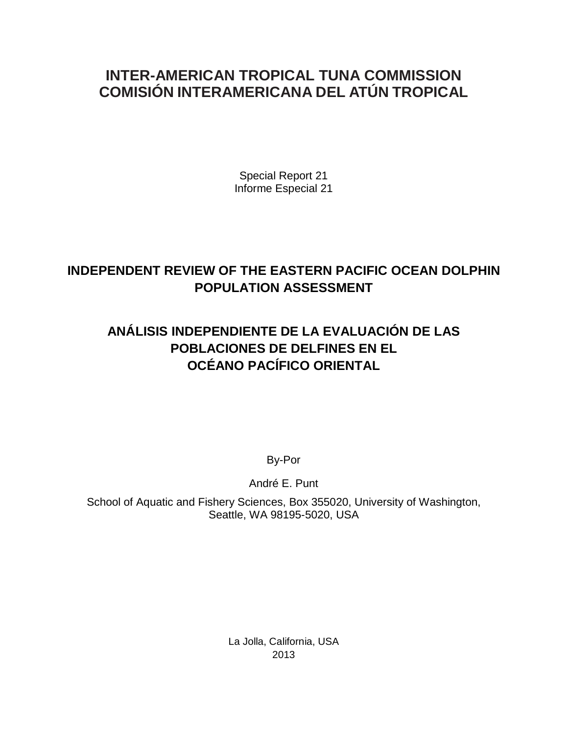# INTER-AMERICAN TROPICAL TUNA COMMISSION
# COMISIÓN INTERAMERICANA DEL ATÚN TROPICAL

Special Report 21
Informe Especial 21

## INDEPENDENT REVIEW OF THE EASTERN PACIFIC OCEAN DOLPHIN POPULATION ASSESSMENT

## ANÁLISIS INDEPENDIENTE DE LA EVALUACIÓN DE LAS POBLACIONES DE DELFINES EN EL OCÉANO PACÍFICO ORIENTAL

By-Por

André E. Punt

School of Aquatic and Fishery Sciences, Box 355020, University of Washington, Seattle, WA 98195-5020, USA

La Jolla, California, USA
2013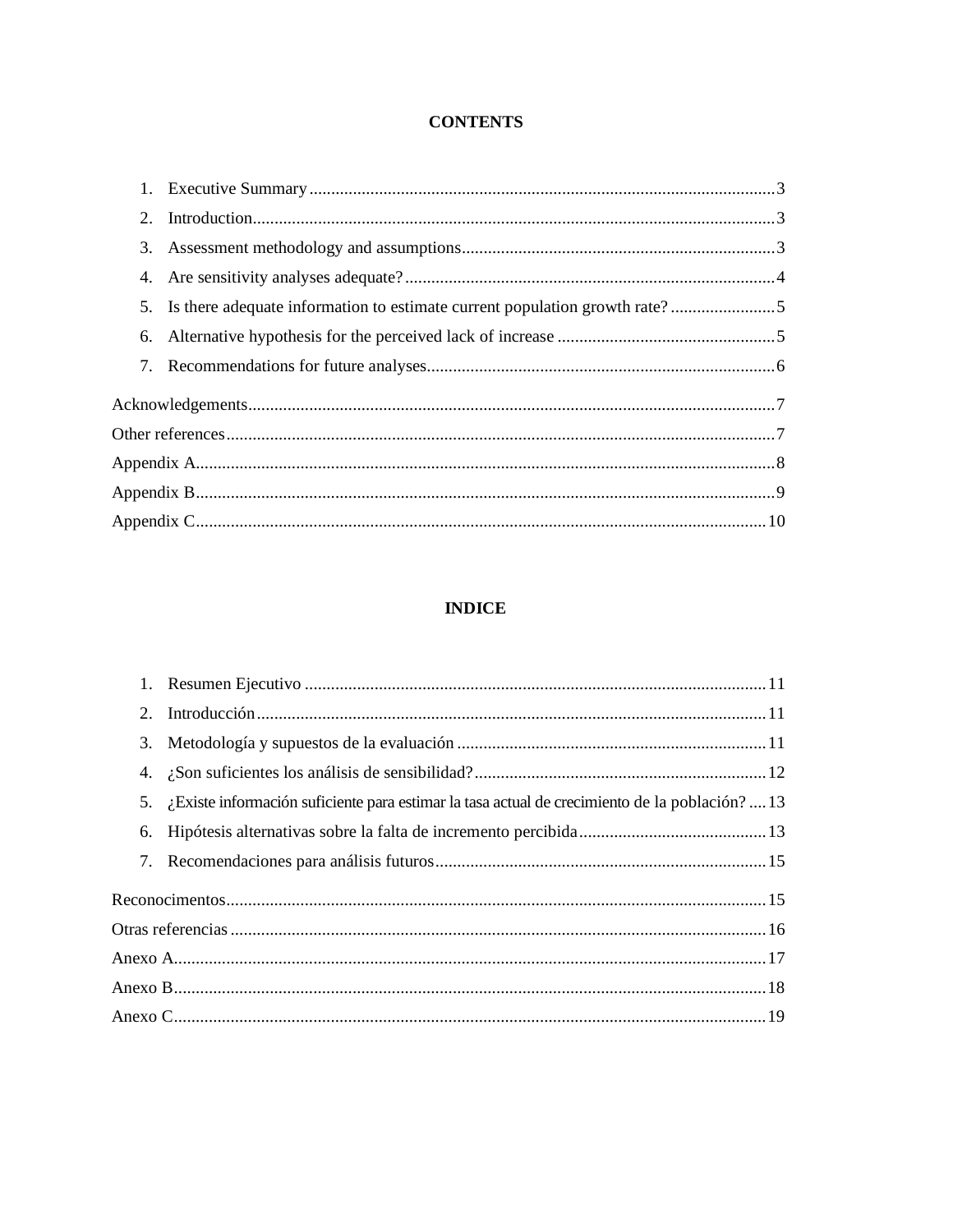**CONTENTS**

1. Executive Summary ........................................................................................................... 3
2. Introduction........................................................................................................................ 3
3. Assessment methodology and assumptions......................................................................... 3
4. Are sensitivity analyses adequate? ..................................................................................... 4
5. Is there adequate information to estimate current population growth rate? ........................ 5
6. Alternative hypothesis for the perceived lack of increase .................................................. 5
7. Recommendations for future analyses................................................................................ 6

Acknowledgements......................................................................................................................... 7
Other references.............................................................................................................................. 7
Appendix A..................................................................................................................................... 8
Appendix B..................................................................................................................................... 9
Appendix C.................................................................................................................................... 10

**INDICE**

1. Resumen Ejecutivo .......................................................................................................... 11
2. Introducción..................................................................................................................... 11
3. Metodología y supuestos de la evaluación ....................................................................... 11
4. ¿Son suficientes los análisis de sensibilidad?.................................................................. 12
5. ¿Existe información suficiente para estimar la tasa actual de crecimiento de la población? .... 13
6. Hipótesis alternativas sobre la falta de incremento percibida........................................... 13
7. Recomendaciones para análisis futuros............................................................................ 15

Reconocimentos............................................................................................................................ 15
Otras referencias ........................................................................................................................... 16
Anexo A........................................................................................................................................ 17
Anexo B........................................................................................................................................ 18
Anexo C........................................................................................................................................ 19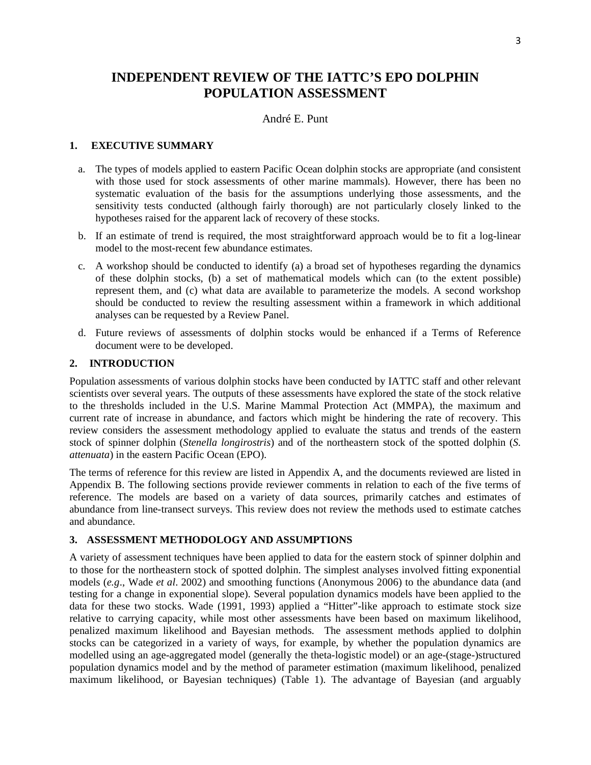# INDEPENDENT REVIEW OF THE IATTC'S EPO DOLPHIN POPULATION ASSESSMENT

André E. Punt

## 1. EXECUTIVE SUMMARY

a. The types of models applied to eastern Pacific Ocean dolphin stocks are appropriate (and consistent with those used for stock assessments of other marine mammals). However, there has been no systematic evaluation of the basis for the assumptions underlying those assessments, and the sensitivity tests conducted (although fairly thorough) are not particularly closely linked to the hypotheses raised for the apparent lack of recovery of these stocks.

b. If an estimate of trend is required, the most straightforward approach would be to fit a log-linear model to the most-recent few abundance estimates.

c. A workshop should be conducted to identify (a) a broad set of hypotheses regarding the dynamics of these dolphin stocks, (b) a set of mathematical models which can (to the extent possible) represent them, and (c) what data are available to parameterize the models. A second workshop should be conducted to review the resulting assessment within a framework in which additional analyses can be requested by a Review Panel.

d. Future reviews of assessments of dolphin stocks would be enhanced if a Terms of Reference document were to be developed.

## 2. INTRODUCTION

Population assessments of various dolphin stocks have been conducted by IATTC staff and other relevant scientists over several years. The outputs of these assessments have explored the state of the stock relative to the thresholds included in the U.S. Marine Mammal Protection Act (MMPA), the maximum and current rate of increase in abundance, and factors which might be hindering the rate of recovery. This review considers the assessment methodology applied to evaluate the status and trends of the eastern stock of spinner dolphin (*Stenella longirostris*) and of the northeastern stock of the spotted dolphin (*S. attenuata*) in the eastern Pacific Ocean (EPO).

The terms of reference for this review are listed in Appendix A, and the documents reviewed are listed in Appendix B. The following sections provide reviewer comments in relation to each of the five terms of reference. The models are based on a variety of data sources, primarily catches and estimates of abundance from line-transect surveys. This review does not review the methods used to estimate catches and abundance.

## 3. ASSESSMENT METHODOLOGY AND ASSUMPTIONS

A variety of assessment techniques have been applied to data for the eastern stock of spinner dolphin and to those for the northeastern stock of spotted dolphin. The simplest analyses involved fitting exponential models (*e.g*., Wade *et al*. 2002) and smoothing functions (Anonymous 2006) to the abundance data (and testing for a change in exponential slope). Several population dynamics models have been applied to the data for these two stocks. Wade (1991, 1993) applied a "Hitter"-like approach to estimate stock size relative to carrying capacity, while most other assessments have been based on maximum likelihood, penalized maximum likelihood and Bayesian methods. The assessment methods applied to dolphin stocks can be categorized in a variety of ways, for example, by whether the population dynamics are modelled using an age-aggregated model (generally the theta-logistic model) or an age-(stage-)structured population dynamics model and by the method of parameter estimation (maximum likelihood, penalized maximum likelihood, or Bayesian techniques) (Table 1). The advantage of Bayesian (and arguably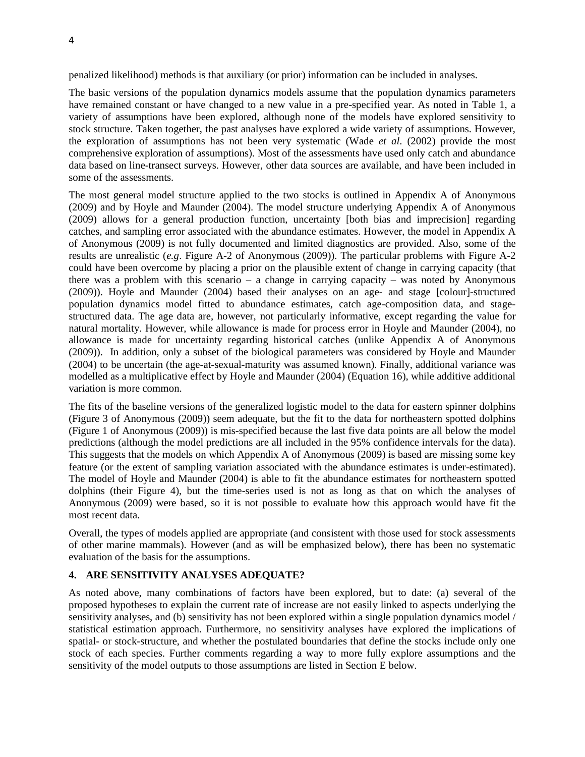penalized likelihood) methods is that auxiliary (or prior) information can be included in analyses.

The basic versions of the population dynamics models assume that the population dynamics parameters have remained constant or have changed to a new value in a pre-specified year. As noted in Table 1, a variety of assumptions have been explored, although none of the models have explored sensitivity to stock structure. Taken together, the past analyses have explored a wide variety of assumptions. However, the exploration of assumptions has not been very systematic (Wade *et al*. (2002) provide the most comprehensive exploration of assumptions). Most of the assessments have used only catch and abundance data based on line-transect surveys. However, other data sources are available, and have been included in some of the assessments.

The most general model structure applied to the two stocks is outlined in Appendix A of Anonymous (2009) and by Hoyle and Maunder (2004). The model structure underlying Appendix A of Anonymous (2009) allows for a general production function, uncertainty [both bias and imprecision] regarding catches, and sampling error associated with the abundance estimates. However, the model in Appendix A of Anonymous (2009) is not fully documented and limited diagnostics are provided. Also, some of the results are unrealistic (*e.g*. Figure A-2 of Anonymous (2009)). The particular problems with Figure A-2 could have been overcome by placing a prior on the plausible extent of change in carrying capacity (that there was a problem with this scenario – a change in carrying capacity – was noted by Anonymous (2009)). Hoyle and Maunder (2004) based their analyses on an age- and stage [colour]-structured population dynamics model fitted to abundance estimates, catch age-composition data, and stage-structured data. The age data are, however, not particularly informative, except regarding the value for natural mortality. However, while allowance is made for process error in Hoyle and Maunder (2004), no allowance is made for uncertainty regarding historical catches (unlike Appendix A of Anonymous (2009)). In addition, only a subset of the biological parameters was considered by Hoyle and Maunder (2004) to be uncertain (the age-at-sexual-maturity was assumed known). Finally, additional variance was modelled as a multiplicative effect by Hoyle and Maunder (2004) (Equation 16), while additive additional variation is more common.

The fits of the baseline versions of the generalized logistic model to the data for eastern spinner dolphins (Figure 3 of Anonymous (2009)) seem adequate, but the fit to the data for northeastern spotted dolphins (Figure 1 of Anonymous (2009)) is mis-specified because the last five data points are all below the model predictions (although the model predictions are all included in the 95% confidence intervals for the data). This suggests that the models on which Appendix A of Anonymous (2009) is based are missing some key feature (or the extent of sampling variation associated with the abundance estimates is under-estimated). The model of Hoyle and Maunder (2004) is able to fit the abundance estimates for northeastern spotted dolphins (their Figure 4), but the time-series used is not as long as that on which the analyses of Anonymous (2009) were based, so it is not possible to evaluate how this approach would have fit the most recent data.

Overall, the types of models applied are appropriate (and consistent with those used for stock assessments of other marine mammals). However (and as will be emphasized below), there has been no systematic evaluation of the basis for the assumptions.

## 4. ARE SENSITIVITY ANALYSES ADEQUATE?

As noted above, many combinations of factors have been explored, but to date: (a) several of the proposed hypotheses to explain the current rate of increase are not easily linked to aspects underlying the sensitivity analyses, and (b) sensitivity has not been explored within a single population dynamics model / statistical estimation approach. Furthermore, no sensitivity analyses have explored the implications of spatial- or stock-structure, and whether the postulated boundaries that define the stocks include only one stock of each species. Further comments regarding a way to more fully explore assumptions and the sensitivity of the model outputs to those assumptions are listed in Section E below.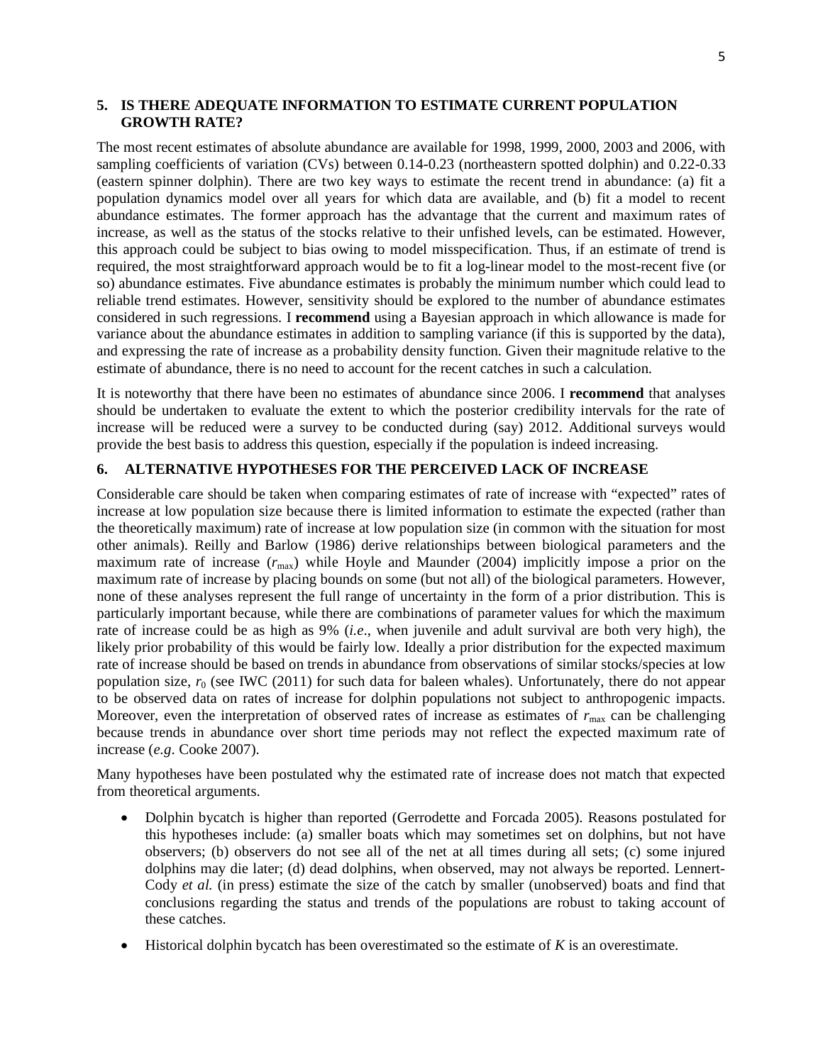## 5. IS THERE ADEQUATE INFORMATION TO ESTIMATE CURRENT POPULATION GROWTH RATE?

The most recent estimates of absolute abundance are available for 1998, 1999, 2000, 2003 and 2006, with sampling coefficients of variation (CVs) between 0.14-0.23 (northeastern spotted dolphin) and 0.22-0.33 (eastern spinner dolphin). There are two key ways to estimate the recent trend in abundance: (a) fit a population dynamics model over all years for which data are available, and (b) fit a model to recent abundance estimates. The former approach has the advantage that the current and maximum rates of increase, as well as the status of the stocks relative to their unfished levels, can be estimated. However, this approach could be subject to bias owing to model misspecification. Thus, if an estimate of trend is required, the most straightforward approach would be to fit a log-linear model to the most-recent five (or so) abundance estimates. Five abundance estimates is probably the minimum number which could lead to reliable trend estimates. However, sensitivity should be explored to the number of abundance estimates considered in such regressions. I **recommend** using a Bayesian approach in which allowance is made for variance about the abundance estimates in addition to sampling variance (if this is supported by the data), and expressing the rate of increase as a probability density function. Given their magnitude relative to the estimate of abundance, there is no need to account for the recent catches in such a calculation.

It is noteworthy that there have been no estimates of abundance since 2006. I **recommend** that analyses should be undertaken to evaluate the extent to which the posterior credibility intervals for the rate of increase will be reduced were a survey to be conducted during (say) 2012. Additional surveys would provide the best basis to address this question, especially if the population is indeed increasing.

## 6. ALTERNATIVE HYPOTHESES FOR THE PERCEIVED LACK OF INCREASE

Considerable care should be taken when comparing estimates of rate of increase with "expected" rates of increase at low population size because there is limited information to estimate the expected (rather than the theoretically maximum) rate of increase at low population size (in common with the situation for most other animals). Reilly and Barlow (1986) derive relationships between biological parameters and the maximum rate of increase ($r_{\max}$) while Hoyle and Maunder (2004) implicitly impose a prior on the maximum rate of increase by placing bounds on some (but not all) of the biological parameters. However, none of these analyses represent the full range of uncertainty in the form of a prior distribution. This is particularly important because, while there are combinations of parameter values for which the maximum rate of increase could be as high as 9% (*i.e*., when juvenile and adult survival are both very high), the likely prior probability of this would be fairly low. Ideally a prior distribution for the expected maximum rate of increase should be based on trends in abundance from observations of similar stocks/species at low population size, $r_0$ (see IWC (2011) for such data for baleen whales). Unfortunately, there do not appear to be observed data on rates of increase for dolphin populations not subject to anthropogenic impacts. Moreover, even the interpretation of observed rates of increase as estimates of $r_{\max}$ can be challenging because trends in abundance over short time periods may not reflect the expected maximum rate of increase (*e.g*. Cooke 2007).

Many hypotheses have been postulated why the estimated rate of increase does not match that expected from theoretical arguments.

- Dolphin bycatch is higher than reported (Gerrodette and Forcada 2005). Reasons postulated for this hypotheses include: (a) smaller boats which may sometimes set on dolphins, but not have observers; (b) observers do not see all of the net at all times during all sets; (c) some injured dolphins may die later; (d) dead dolphins, when observed, may not always be reported. Lennert-Cody *et al.* (in press) estimate the size of the catch by smaller (unobserved) boats and find that conclusions regarding the status and trends of the populations are robust to taking account of these catches.
- Historical dolphin bycatch has been overestimated so the estimate of $K$ is an overestimate.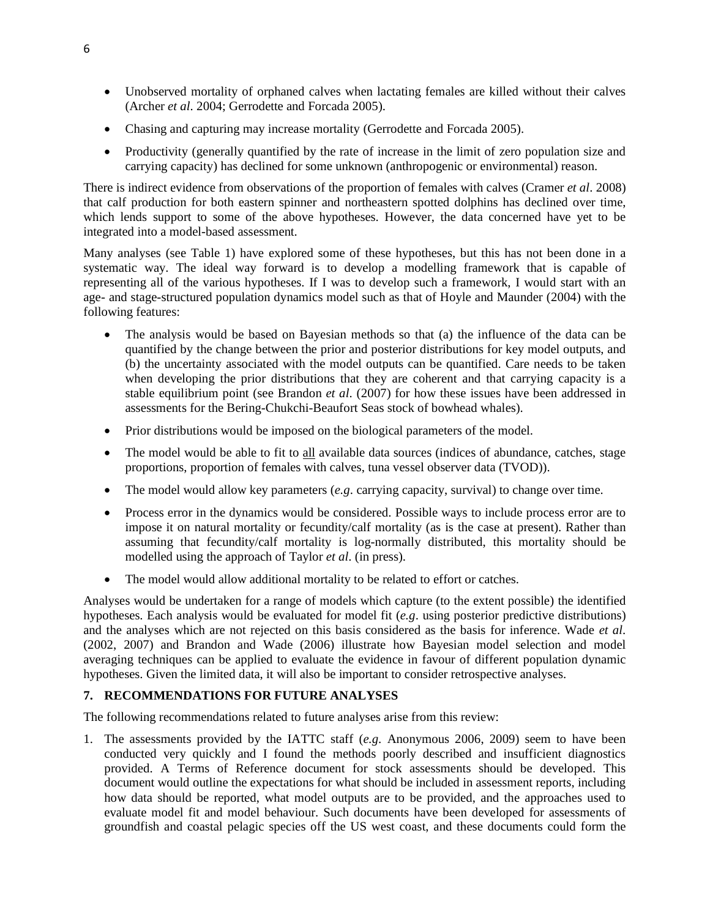- Unobserved mortality of orphaned calves when lactating females are killed without their calves (Archer *et al*. 2004; Gerrodette and Forcada 2005).
- Chasing and capturing may increase mortality (Gerrodette and Forcada 2005).
- Productivity (generally quantified by the rate of increase in the limit of zero population size and carrying capacity) has declined for some unknown (anthropogenic or environmental) reason.

There is indirect evidence from observations of the proportion of females with calves (Cramer *et al*. 2008) that calf production for both eastern spinner and northeastern spotted dolphins has declined over time, which lends support to some of the above hypotheses. However, the data concerned have yet to be integrated into a model-based assessment.

Many analyses (see Table 1) have explored some of these hypotheses, but this has not been done in a systematic way. The ideal way forward is to develop a modelling framework that is capable of representing all of the various hypotheses. If I was to develop such a framework, I would start with an age- and stage-structured population dynamics model such as that of Hoyle and Maunder (2004) with the following features:

- The analysis would be based on Bayesian methods so that (a) the influence of the data can be quantified by the change between the prior and posterior distributions for key model outputs, and (b) the uncertainty associated with the model outputs can be quantified. Care needs to be taken when developing the prior distributions that they are coherent and that carrying capacity is a stable equilibrium point (see Brandon *et al*. (2007) for how these issues have been addressed in assessments for the Bering-Chukchi-Beaufort Seas stock of bowhead whales).
- Prior distributions would be imposed on the biological parameters of the model.
- The model would be able to fit to <u>all</u> available data sources (indices of abundance, catches, stage proportions, proportion of females with calves, tuna vessel observer data (TVOD)).
- The model would allow key parameters (*e.g*. carrying capacity, survival) to change over time.
- Process error in the dynamics would be considered. Possible ways to include process error are to impose it on natural mortality or fecundity/calf mortality (as is the case at present). Rather than assuming that fecundity/calf mortality is log-normally distributed, this mortality should be modelled using the approach of Taylor *et al*. (in press).
- The model would allow additional mortality to be related to effort or catches.

Analyses would be undertaken for a range of models which capture (to the extent possible) the identified hypotheses. Each analysis would be evaluated for model fit (*e.g*. using posterior predictive distributions) and the analyses which are not rejected on this basis considered as the basis for inference. Wade *et al*. (2002, 2007) and Brandon and Wade (2006) illustrate how Bayesian model selection and model averaging techniques can be applied to evaluate the evidence in favour of different population dynamic hypotheses. Given the limited data, it will also be important to consider retrospective analyses.

## 7. RECOMMENDATIONS FOR FUTURE ANALYSES

The following recommendations related to future analyses arise from this review:

1. The assessments provided by the IATTC staff (*e.g*. Anonymous 2006, 2009) seem to have been conducted very quickly and I found the methods poorly described and insufficient diagnostics provided. A Terms of Reference document for stock assessments should be developed. This document would outline the expectations for what should be included in assessment reports, including how data should be reported, what model outputs are to be provided, and the approaches used to evaluate model fit and model behaviour. Such documents have been developed for assessments of groundfish and coastal pelagic species off the US west coast, and these documents could form the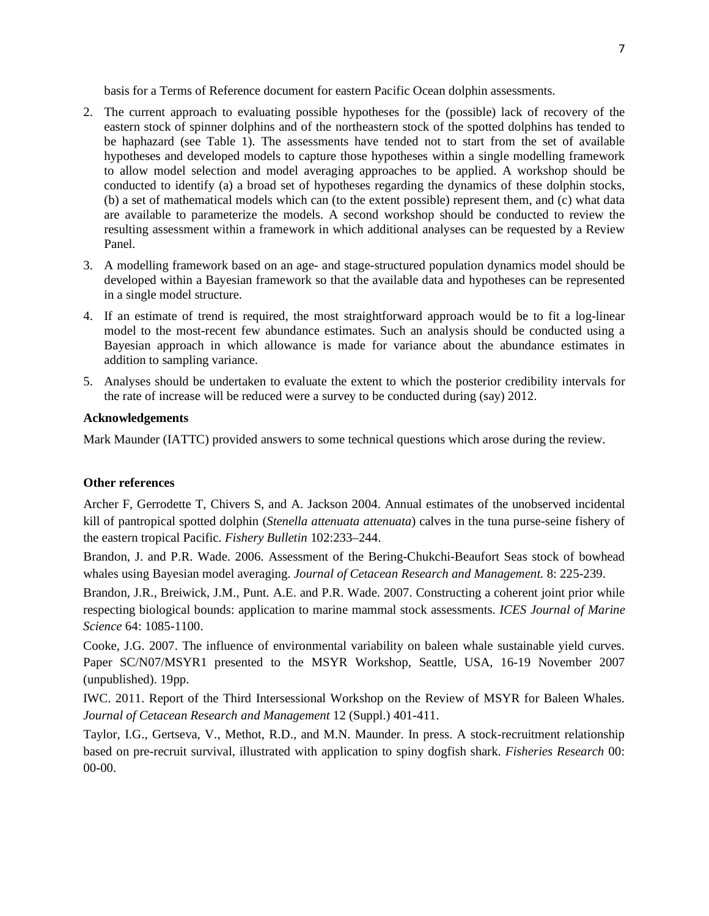basis for a Terms of Reference document for eastern Pacific Ocean dolphin assessments.

2. The current approach to evaluating possible hypotheses for the (possible) lack of recovery of the eastern stock of spinner dolphins and of the northeastern stock of the spotted dolphins has tended to be haphazard (see Table 1). The assessments have tended not to start from the set of available hypotheses and developed models to capture those hypotheses within a single modelling framework to allow model selection and model averaging approaches to be applied. A workshop should be conducted to identify (a) a broad set of hypotheses regarding the dynamics of these dolphin stocks, (b) a set of mathematical models which can (to the extent possible) represent them, and (c) what data are available to parameterize the models. A second workshop should be conducted to review the resulting assessment within a framework in which additional analyses can be requested by a Review Panel.
3. A modelling framework based on an age- and stage-structured population dynamics model should be developed within a Bayesian framework so that the available data and hypotheses can be represented in a single model structure.
4. If an estimate of trend is required, the most straightforward approach would be to fit a log-linear model to the most-recent few abundance estimates. Such an analysis should be conducted using a Bayesian approach in which allowance is made for variance about the abundance estimates in addition to sampling variance.
5. Analyses should be undertaken to evaluate the extent to which the posterior credibility intervals for the rate of increase will be reduced were a survey to be conducted during (say) 2012.

**Acknowledgements**

Mark Maunder (IATTC) provided answers to some technical questions which arose during the review.

**Other references**

Archer F, Gerrodette T, Chivers S, and A. Jackson 2004. Annual estimates of the unobserved incidental kill of pantropical spotted dolphin (*Stenella attenuata attenuata*) calves in the tuna purse-seine fishery of the eastern tropical Pacific. *Fishery Bulletin* 102:233–244.

Brandon, J. and P.R. Wade. 2006. Assessment of the Bering-Chukchi-Beaufort Seas stock of bowhead whales using Bayesian model averaging. *Journal of Cetacean Research and Management.* 8: 225-239.

Brandon, J.R., Breiwick, J.M., Punt. A.E. and P.R. Wade. 2007. Constructing a coherent joint prior while respecting biological bounds: application to marine mammal stock assessments. *ICES Journal of Marine Science* 64: 1085-1100.

Cooke, J.G. 2007. The influence of environmental variability on baleen whale sustainable yield curves. Paper SC/N07/MSYR1 presented to the MSYR Workshop, Seattle, USA, 16-19 November 2007 (unpublished). 19pp.

IWC. 2011. Report of the Third Intersessional Workshop on the Review of MSYR for Baleen Whales. *Journal of Cetacean Research and Management* 12 (Suppl.) 401-411.

Taylor, I.G., Gertseva, V., Methot, R.D., and M.N. Maunder. In press. A stock-recruitment relationship based on pre-recruit survival, illustrated with application to spiny dogfish shark. *Fisheries Research* 00: 00-00.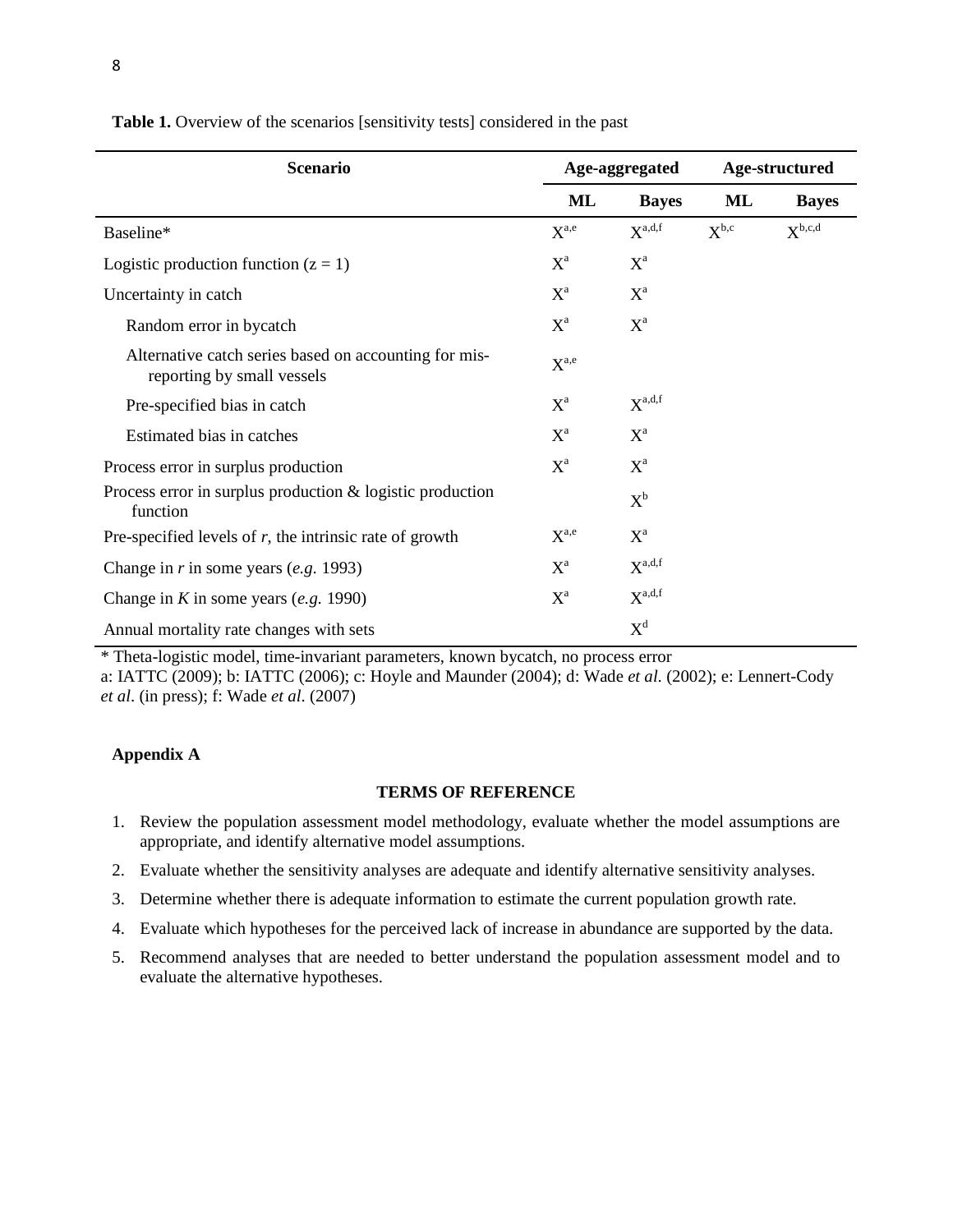**Table 1.** Overview of the scenarios [sensitivity tests] considered in the past

| Scenario | Age-aggregated | | Age-structured | |
|---|---|---|---|---|
| | **ML** | **Bayes** | **ML** | **Bayes** |
| Baseline* | X[a,e] | X[a,d,f] | X[b,c] | X[b,c,d] |
| Logistic production function ($z = 1$) | X[a] | X[a] | | |
| Uncertainty in catch | X[a] | X[a] | | |
| Random error in bycatch | X[a] | X[a] | | |
| Alternative catch series based on accounting for mis-reporting by small vessels | X[a,e] | | | |
| Pre-specified bias in catch | X[a] | X[a,d,f] | | |
| Estimated bias in catches | X[a] | X[a] | | |
| Process error in surplus production | X[a] | X[a] | | |
| Process error in surplus production & logistic production function | | X[b] | | |
| Pre-specified levels of $r$, the intrinsic rate of growth | X[a,e] | X[a] | | |
| Change in $r$ in some years (*e.g.* 1993) | X[a] | X[a,d,f] | | |
| Change in $K$ in some years (*e.g.* 1990) | X[a] | X[a,d,f] | | |
| Annual mortality rate changes with sets | | X[d] | | |

\* Theta-logistic model, time-invariant parameters, known bycatch, no process error

a: IATTC (2009); b: IATTC (2006); c: Hoyle and Maunder (2004); d: Wade *et al.* (2002); e: Lennert-Cody *et al*. (in press); f: Wade *et al*. (2007)

## Appendix A

### TERMS OF REFERENCE

1. Review the population assessment model methodology, evaluate whether the model assumptions are appropriate, and identify alternative model assumptions.
2. Evaluate whether the sensitivity analyses are adequate and identify alternative sensitivity analyses.
3. Determine whether there is adequate information to estimate the current population growth rate.
4. Evaluate which hypotheses for the perceived lack of increase in abundance are supported by the data.
5. Recommend analyses that are needed to better understand the population assessment model and to evaluate the alternative hypotheses.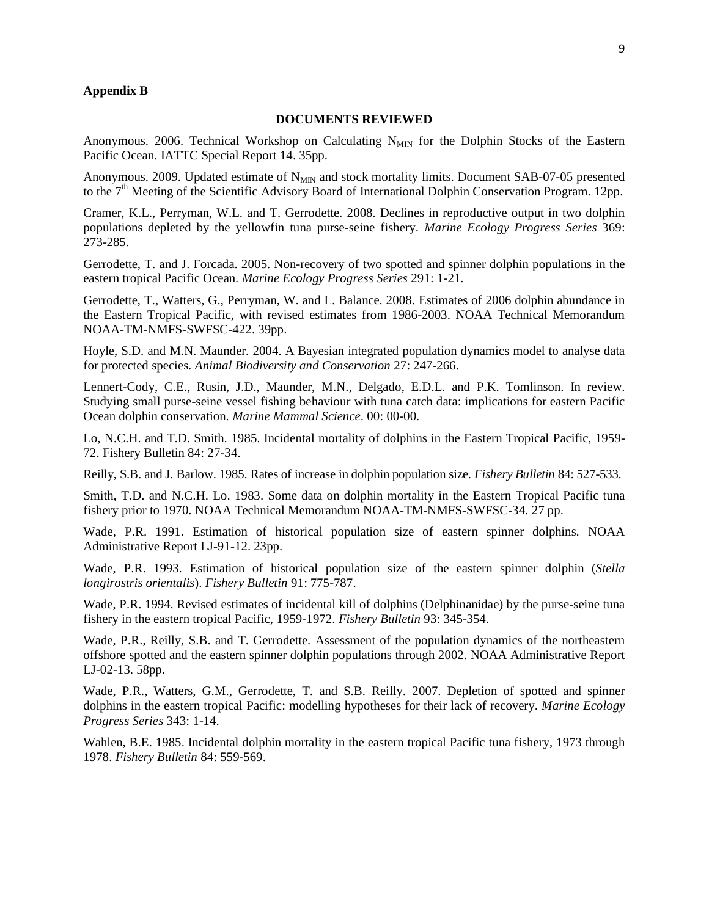**Appendix B**

**DOCUMENTS REVIEWED**

Anonymous. 2006. Technical Workshop on Calculating $N_{MIN}$ for the Dolphin Stocks of the Eastern Pacific Ocean. IATTC Special Report 14. 35pp.

Anonymous. 2009. Updated estimate of $N_{MIN}$ and stock mortality limits. Document SAB-07-05 presented to the 7th Meeting of the Scientific Advisory Board of International Dolphin Conservation Program. 12pp.

Cramer, K.L., Perryman, W.L. and T. Gerrodette. 2008. Declines in reproductive output in two dolphin populations depleted by the yellowfin tuna purse-seine fishery. *Marine Ecology Progress Series* 369: 273-285.

Gerrodette, T. and J. Forcada. 2005. Non-recovery of two spotted and spinner dolphin populations in the eastern tropical Pacific Ocean. *Marine Ecology Progress Series* 291: 1-21.

Gerrodette, T., Watters, G., Perryman, W. and L. Balance. 2008. Estimates of 2006 dolphin abundance in the Eastern Tropical Pacific, with revised estimates from 1986-2003. NOAA Technical Memorandum NOAA-TM-NMFS-SWFSC-422. 39pp.

Hoyle, S.D. and M.N. Maunder. 2004. A Bayesian integrated population dynamics model to analyse data for protected species. *Animal Biodiversity and Conservation* 27: 247-266.

Lennert-Cody, C.E., Rusin, J.D., Maunder, M.N., Delgado, E.D.L. and P.K. Tomlinson. In review. Studying small purse-seine vessel fishing behaviour with tuna catch data: implications for eastern Pacific Ocean dolphin conservation. *Marine Mammal Science*. 00: 00-00.

Lo, N.C.H. and T.D. Smith. 1985. Incidental mortality of dolphins in the Eastern Tropical Pacific, 1959-72. Fishery Bulletin 84: 27-34.

Reilly, S.B. and J. Barlow. 1985. Rates of increase in dolphin population size. *Fishery Bulletin* 84: 527-533.

Smith, T.D. and N.C.H. Lo. 1983. Some data on dolphin mortality in the Eastern Tropical Pacific tuna fishery prior to 1970. NOAA Technical Memorandum NOAA-TM-NMFS-SWFSC-34. 27 pp.

Wade, P.R. 1991. Estimation of historical population size of eastern spinner dolphins. NOAA Administrative Report LJ-91-12. 23pp.

Wade, P.R. 1993. Estimation of historical population size of the eastern spinner dolphin (*Stella longirostris orientalis*). *Fishery Bulletin* 91: 775-787.

Wade, P.R. 1994. Revised estimates of incidental kill of dolphins (Delphinanidae) by the purse-seine tuna fishery in the eastern tropical Pacific, 1959-1972. *Fishery Bulletin* 93: 345-354.

Wade, P.R., Reilly, S.B. and T. Gerrodette. Assessment of the population dynamics of the northeastern offshore spotted and the eastern spinner dolphin populations through 2002. NOAA Administrative Report LJ-02-13. 58pp.

Wade, P.R., Watters, G.M., Gerrodette, T. and S.B. Reilly. 2007. Depletion of spotted and spinner dolphins in the eastern tropical Pacific: modelling hypotheses for their lack of recovery. *Marine Ecology Progress Series* 343: 1-14.

Wahlen, B.E. 1985. Incidental dolphin mortality in the eastern tropical Pacific tuna fishery, 1973 through 1978. *Fishery Bulletin* 84: 559-569.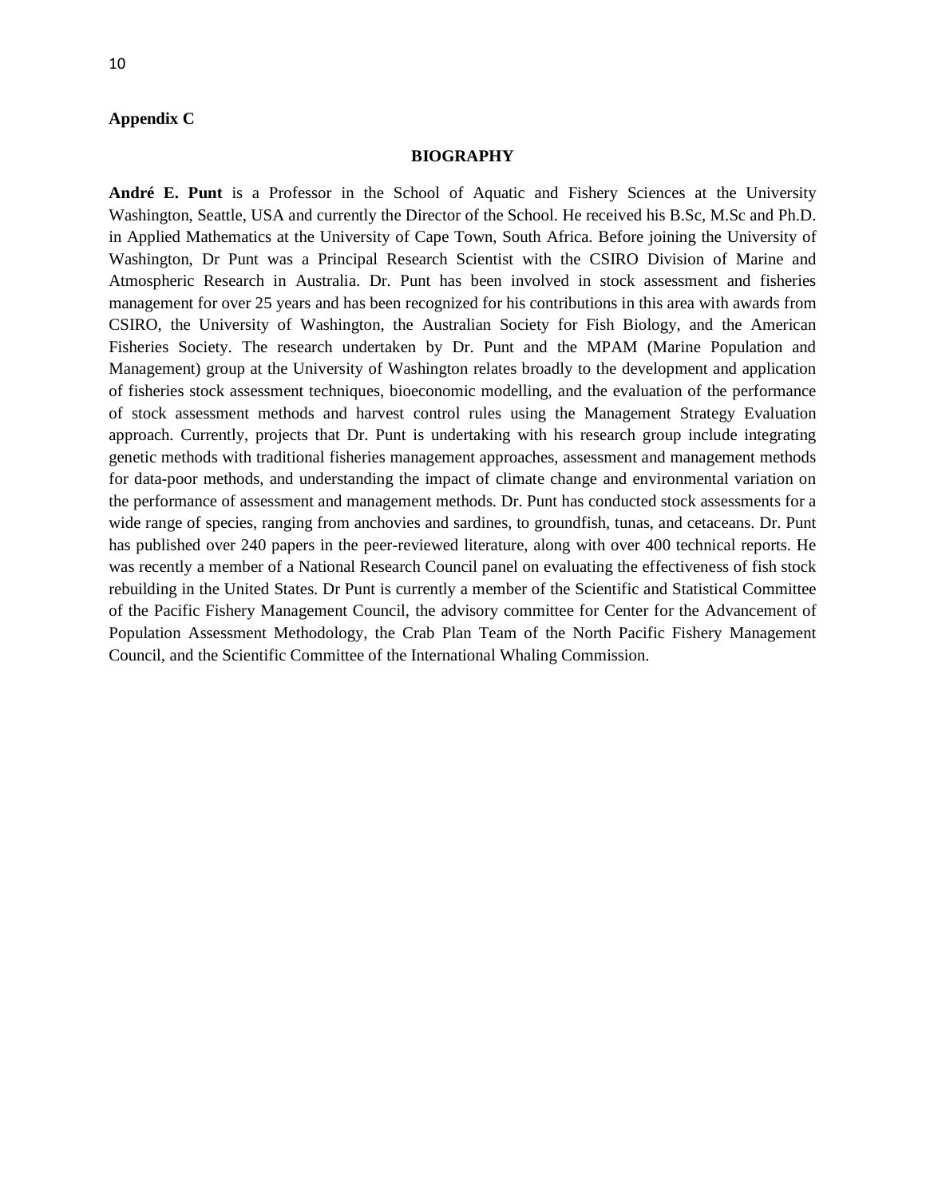**Appendix C**

## BIOGRAPHY

**André E. Punt** is a Professor in the School of Aquatic and Fishery Sciences at the University Washington, Seattle, USA and currently the Director of the School. He received his B.Sc, M.Sc and Ph.D. in Applied Mathematics at the University of Cape Town, South Africa. Before joining the University of Washington, Dr Punt was a Principal Research Scientist with the CSIRO Division of Marine and Atmospheric Research in Australia. Dr. Punt has been involved in stock assessment and fisheries management for over 25 years and has been recognized for his contributions in this area with awards from CSIRO, the University of Washington, the Australian Society for Fish Biology, and the American Fisheries Society. The research undertaken by Dr. Punt and the MPAM (Marine Population and Management) group at the University of Washington relates broadly to the development and application of fisheries stock assessment techniques, bioeconomic modelling, and the evaluation of the performance of stock assessment methods and harvest control rules using the Management Strategy Evaluation approach. Currently, projects that Dr. Punt is undertaking with his research group include integrating genetic methods with traditional fisheries management approaches, assessment and management methods for data-poor methods, and understanding the impact of climate change and environmental variation on the performance of assessment and management methods. Dr. Punt has conducted stock assessments for a wide range of species, ranging from anchovies and sardines, to groundfish, tunas, and cetaceans. Dr. Punt has published over 240 papers in the peer-reviewed literature, along with over 400 technical reports. He was recently a member of a National Research Council panel on evaluating the effectiveness of fish stock rebuilding in the United States. Dr Punt is currently a member of the Scientific and Statistical Committee of the Pacific Fishery Management Council, the advisory committee for Center for the Advancement of Population Assessment Methodology, the Crab Plan Team of the North Pacific Fishery Management Council, and the Scientific Committee of the International Whaling Commission.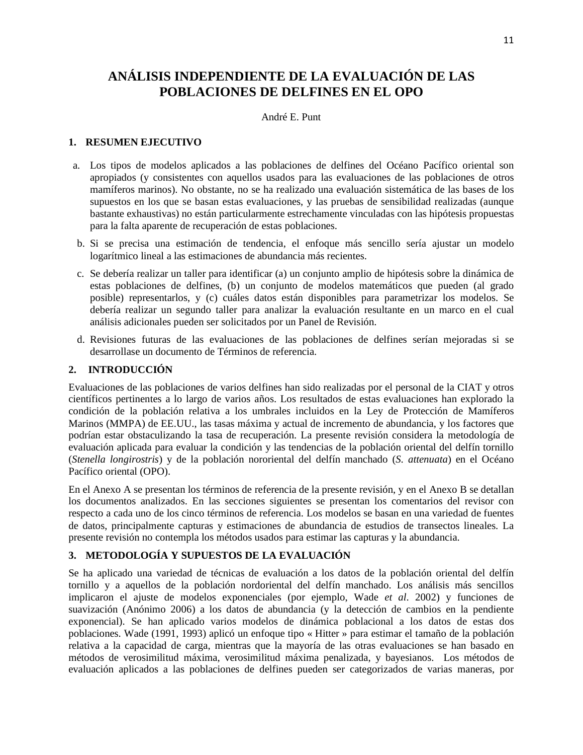# ANÁLISIS INDEPENDIENTE DE LA EVALUACIÓN DE LAS POBLACIONES DE DELFINES EN EL OPO

André E. Punt

## 1. RESUMEN EJECUTIVO

a. Los tipos de modelos aplicados a las poblaciones de delfines del Océano Pacífico oriental son apropiados (y consistentes con aquellos usados para las evaluaciones de las poblaciones de otros mamíferos marinos). No obstante, no se ha realizado una evaluación sistemática de las bases de los supuestos en los que se basan estas evaluaciones, y las pruebas de sensibilidad realizadas (aunque bastante exhaustivas) no están particularmente estrechamente vinculadas con las hipótesis propuestas para la falta aparente de recuperación de estas poblaciones.

b. Si se precisa una estimación de tendencia, el enfoque más sencillo sería ajustar un modelo logarítmico lineal a las estimaciones de abundancia más recientes.

c. Se debería realizar un taller para identificar (a) un conjunto amplio de hipótesis sobre la dinámica de estas poblaciones de delfines, (b) un conjunto de modelos matemáticos que pueden (al grado posible) representarlos, y (c) cuáles datos están disponibles para parametrizar los modelos. Se debería realizar un segundo taller para analizar la evaluación resultante en un marco en el cual análisis adicionales pueden ser solicitados por un Panel de Revisión.

d. Revisiones futuras de las evaluaciones de las poblaciones de delfines serían mejoradas si se desarrollase un documento de Términos de referencia.

## 2. INTRODUCCIÓN

Evaluaciones de las poblaciones de varios delfines han sido realizadas por el personal de la CIAT y otros científicos pertinentes a lo largo de varios años. Los resultados de estas evaluaciones han explorado la condición de la población relativa a los umbrales incluidos en la Ley de Protección de Mamíferos Marinos (MMPA) de EE.UU., las tasas máxima y actual de incremento de abundancia, y los factores que podrían estar obstaculizando la tasa de recuperación. La presente revisión considera la metodología de evaluación aplicada para evaluar la condición y las tendencias de la población oriental del delfín tornillo (*Stenella longirostris*) y de la población nororiental del delfín manchado (*S. attenuata*) en el Océano Pacífico oriental (OPO).

En el Anexo A se presentan los términos de referencia de la presente revisión, y en el Anexo B se detallan los documentos analizados. En las secciones siguientes se presentan los comentarios del revisor con respecto a cada uno de los cinco términos de referencia. Los modelos se basan en una variedad de fuentes de datos, principalmente capturas y estimaciones de abundancia de estudios de transectos lineales. La presente revisión no contempla los métodos usados para estimar las capturas y la abundancia.

## 3. METODOLOGÍA Y SUPUESTOS DE LA EVALUACIÓN

Se ha aplicado una variedad de técnicas de evaluación a los datos de la población oriental del delfín tornillo y a aquellos de la población nordoriental del delfín manchado. Los análisis más sencillos implicaron el ajuste de modelos exponenciales (por ejemplo, Wade *et al*. 2002) y funciones de suavización (Anónimo 2006) a los datos de abundancia (y la detección de cambios en la pendiente exponencial). Se han aplicado varios modelos de dinámica poblacional a los datos de estas dos poblaciones. Wade (1991, 1993) aplicó un enfoque tipo « Hitter » para estimar el tamaño de la población relativa a la capacidad de carga, mientras que la mayoría de las otras evaluaciones se han basado en métodos de verosimilitud máxima, verosimilitud máxima penalizada, y bayesianos. Los métodos de evaluación aplicados a las poblaciones de delfines pueden ser categorizados de varias maneras, por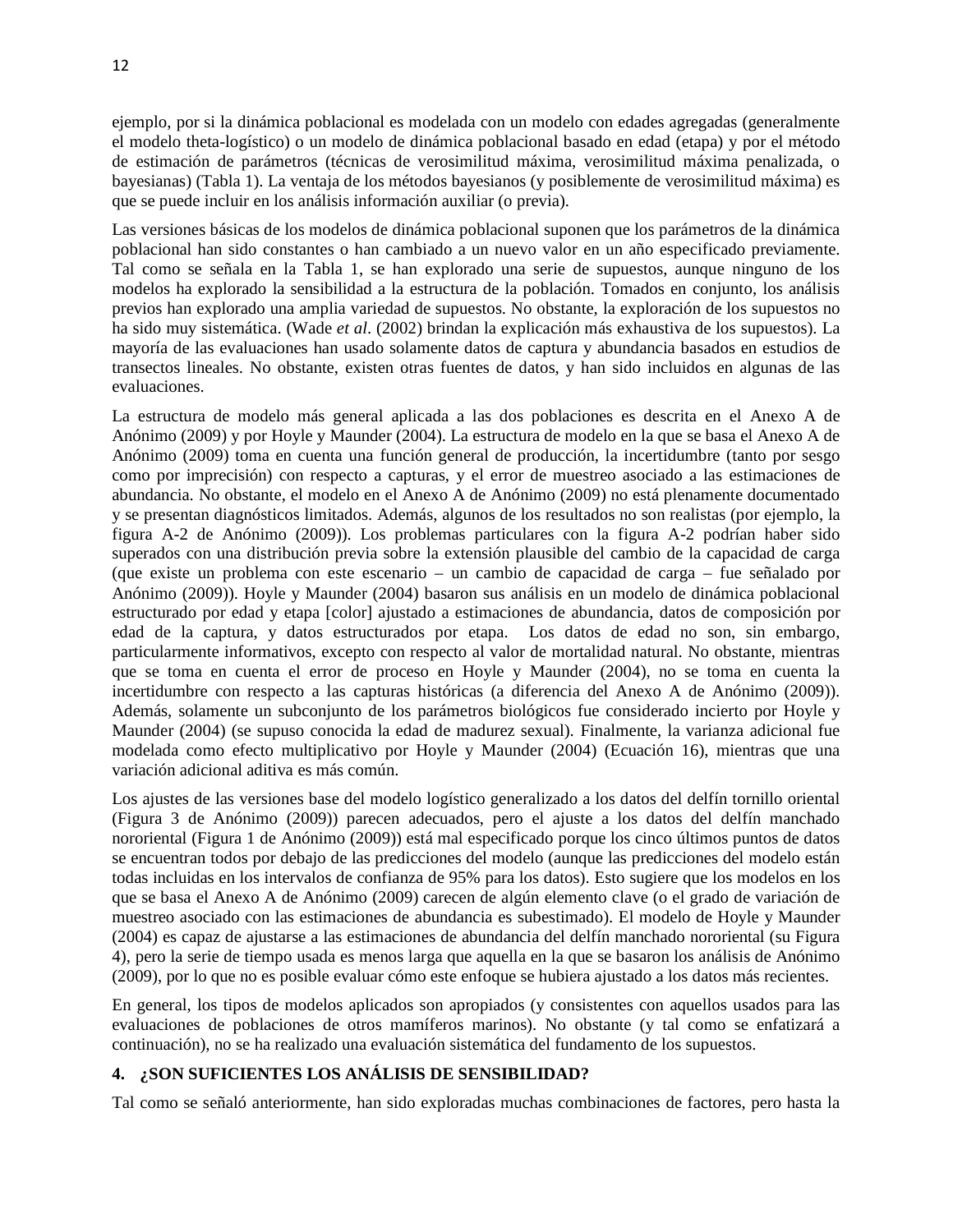ejemplo, por si la dinámica poblacional es modelada con un modelo con edades agregadas (generalmente el modelo theta-logístico) o un modelo de dinámica poblacional basado en edad (etapa) y por el método de estimación de parámetros (técnicas de verosimilitud máxima, verosimilitud máxima penalizada, o bayesianas) (Tabla 1). La ventaja de los métodos bayesianos (y posiblemente de verosimilitud máxima) es que se puede incluir en los análisis información auxiliar (o previa).

Las versiones básicas de los modelos de dinámica poblacional suponen que los parámetros de la dinámica poblacional han sido constantes o han cambiado a un nuevo valor en un año especificado previamente. Tal como se señala en la Tabla 1, se han explorado una serie de supuestos, aunque ninguno de los modelos ha explorado la sensibilidad a la estructura de la población. Tomados en conjunto, los análisis previos han explorado una amplia variedad de supuestos. No obstante, la exploración de los supuestos no ha sido muy sistemática. (Wade *et al*. (2002) brindan la explicación más exhaustiva de los supuestos). La mayoría de las evaluaciones han usado solamente datos de captura y abundancia basados en estudios de transectos lineales. No obstante, existen otras fuentes de datos, y han sido incluidos en algunas de las evaluaciones.

La estructura de modelo más general aplicada a las dos poblaciones es descrita en el Anexo A de Anónimo (2009) y por Hoyle y Maunder (2004). La estructura de modelo en la que se basa el Anexo A de Anónimo (2009) toma en cuenta una función general de producción, la incertidumbre (tanto por sesgo como por imprecisión) con respecto a capturas, y el error de muestreo asociado a las estimaciones de abundancia. No obstante, el modelo en el Anexo A de Anónimo (2009) no está plenamente documentado y se presentan diagnósticos limitados. Además, algunos de los resultados no son realistas (por ejemplo, la figura A-2 de Anónimo (2009)). Los problemas particulares con la figura A-2 podrían haber sido superados con una distribución previa sobre la extensión plausible del cambio de la capacidad de carga (que existe un problema con este escenario – un cambio de capacidad de carga – fue señalado por Anónimo (2009)). Hoyle y Maunder (2004) basaron sus análisis en un modelo de dinámica poblacional estructurado por edad y etapa [color] ajustado a estimaciones de abundancia, datos de composición por edad de la captura, y datos estructurados por etapa. Los datos de edad no son, sin embargo, particularmente informativos, excepto con respecto al valor de mortalidad natural. No obstante, mientras que se toma en cuenta el error de proceso en Hoyle y Maunder (2004), no se toma en cuenta la incertidumbre con respecto a las capturas históricas (a diferencia del Anexo A de Anónimo (2009)). Además, solamente un subconjunto de los parámetros biológicos fue considerado incierto por Hoyle y Maunder (2004) (se supuso conocida la edad de madurez sexual). Finalmente, la varianza adicional fue modelada como efecto multiplicativo por Hoyle y Maunder (2004) (Ecuación 16), mientras que una variación adicional aditiva es más común.

Los ajustes de las versiones base del modelo logístico generalizado a los datos del delfín tornillo oriental (Figura 3 de Anónimo (2009)) parecen adecuados, pero el ajuste a los datos del delfín manchado nororiental (Figura 1 de Anónimo (2009)) está mal especificado porque los cinco últimos puntos de datos se encuentran todos por debajo de las predicciones del modelo (aunque las predicciones del modelo están todas incluidas en los intervalos de confianza de 95% para los datos). Esto sugiere que los modelos en los que se basa el Anexo A de Anónimo (2009) carecen de algún elemento clave (o el grado de variación de muestreo asociado con las estimaciones de abundancia es subestimado). El modelo de Hoyle y Maunder (2004) es capaz de ajustarse a las estimaciones de abundancia del delfín manchado nororiental (su Figura 4), pero la serie de tiempo usada es menos larga que aquella en la que se basaron los análisis de Anónimo (2009), por lo que no es posible evaluar cómo este enfoque se hubiera ajustado a los datos más recientes.

En general, los tipos de modelos aplicados son apropiados (y consistentes con aquellos usados para las evaluaciones de poblaciones de otros mamíferos marinos). No obstante (y tal como se enfatizará a continuación), no se ha realizado una evaluación sistemática del fundamento de los supuestos.

## 4. ¿SON SUFICIENTES LOS ANÁLISIS DE SENSIBILIDAD?

Tal como se señaló anteriormente, han sido exploradas muchas combinaciones de factores, pero hasta la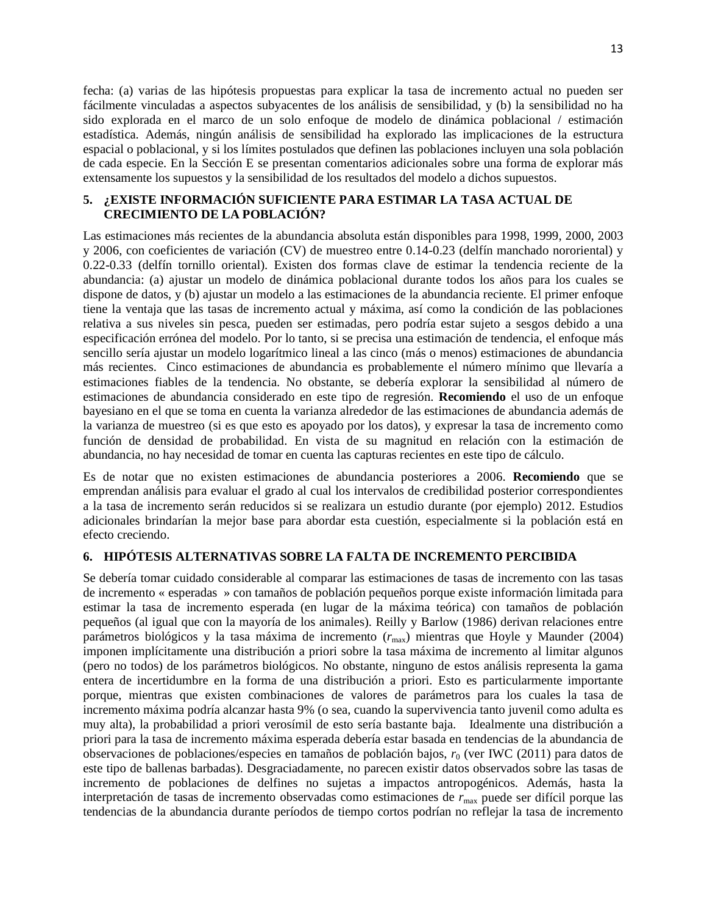fecha: (a) varias de las hipótesis propuestas para explicar la tasa de incremento actual no pueden ser fácilmente vinculadas a aspectos subyacentes de los análisis de sensibilidad, y (b) la sensibilidad no ha sido explorada en el marco de un solo enfoque de modelo de dinámica poblacional / estimación estadística. Además, ningún análisis de sensibilidad ha explorado las implicaciones de la estructura espacial o poblacional, y si los límites postulados que definen las poblaciones incluyen una sola población de cada especie. En la Sección E se presentan comentarios adicionales sobre una forma de explorar más extensamente los supuestos y la sensibilidad de los resultados del modelo a dichos supuestos.

## 5. ¿EXISTE INFORMACIÓN SUFICIENTE PARA ESTIMAR LA TASA ACTUAL DE CRECIMIENTO DE LA POBLACIÓN?

Las estimaciones más recientes de la abundancia absoluta están disponibles para 1998, 1999, 2000, 2003 y 2006, con coeficientes de variación (CV) de muestreo entre 0.14-0.23 (delfín manchado nororiental) y 0.22-0.33 (delfín tornillo oriental). Existen dos formas clave de estimar la tendencia reciente de la abundancia: (a) ajustar un modelo de dinámica poblacional durante todos los años para los cuales se dispone de datos, y (b) ajustar un modelo a las estimaciones de la abundancia reciente. El primer enfoque tiene la ventaja que las tasas de incremento actual y máxima, así como la condición de las poblaciones relativa a sus niveles sin pesca, pueden ser estimadas, pero podría estar sujeto a sesgos debido a una especificación errónea del modelo. Por lo tanto, si se precisa una estimación de tendencia, el enfoque más sencillo sería ajustar un modelo logarítmico lineal a las cinco (más o menos) estimaciones de abundancia más recientes. Cinco estimaciones de abundancia es probablemente el número mínimo que llevaría a estimaciones fiables de la tendencia. No obstante, se debería explorar la sensibilidad al número de estimaciones de abundancia considerado en este tipo de regresión. **Recomiendo** el uso de un enfoque bayesiano en el que se toma en cuenta la varianza alrededor de las estimaciones de abundancia además de la varianza de muestreo (si es que esto es apoyado por los datos), y expresar la tasa de incremento como función de densidad de probabilidad. En vista de su magnitud en relación con la estimación de abundancia, no hay necesidad de tomar en cuenta las capturas recientes en este tipo de cálculo.

Es de notar que no existen estimaciones de abundancia posteriores a 2006. **Recomiendo** que se emprendan análisis para evaluar el grado al cual los intervalos de credibilidad posterior correspondientes a la tasa de incremento serán reducidos si se realizara un estudio durante (por ejemplo) 2012. Estudios adicionales brindarían la mejor base para abordar esta cuestión, especialmente si la población está en efecto creciendo.

## 6. HIPÓTESIS ALTERNATIVAS SOBRE LA FALTA DE INCREMENTO PERCIBIDA

Se debería tomar cuidado considerable al comparar las estimaciones de tasas de incremento con las tasas de incremento « esperadas » con tamaños de población pequeños porque existe información limitada para estimar la tasa de incremento esperada (en lugar de la máxima teórica) con tamaños de población pequeños (al igual que con la mayoría de los animales). Reilly y Barlow (1986) derivan relaciones entre parámetros biológicos y la tasa máxima de incremento ($r_{max}$) mientras que Hoyle y Maunder (2004) imponen implícitamente una distribución a priori sobre la tasa máxima de incremento al limitar algunos (pero no todos) de los parámetros biológicos. No obstante, ninguno de estos análisis representa la gama entera de incertidumbre en la forma de una distribución a priori. Esto es particularmente importante porque, mientras que existen combinaciones de valores de parámetros para los cuales la tasa de incremento máxima podría alcanzar hasta 9% (o sea, cuando la supervivencia tanto juvenil como adulta es muy alta), la probabilidad a priori verosímil de esto sería bastante baja. Idealmente una distribución a priori para la tasa de incremento máxima esperada debería estar basada en tendencias de la abundancia de observaciones de poblaciones/especies en tamaños de población bajos, $r_0$ (ver IWC (2011) para datos de este tipo de ballenas barbadas). Desgraciadamente, no parecen existir datos observados sobre las tasas de incremento de poblaciones de delfines no sujetas a impactos antropogénicos. Además, hasta la interpretación de tasas de incremento observadas como estimaciones de $r_{max}$ puede ser difícil porque las tendencias de la abundancia durante períodos de tiempo cortos podrían no reflejar la tasa de incremento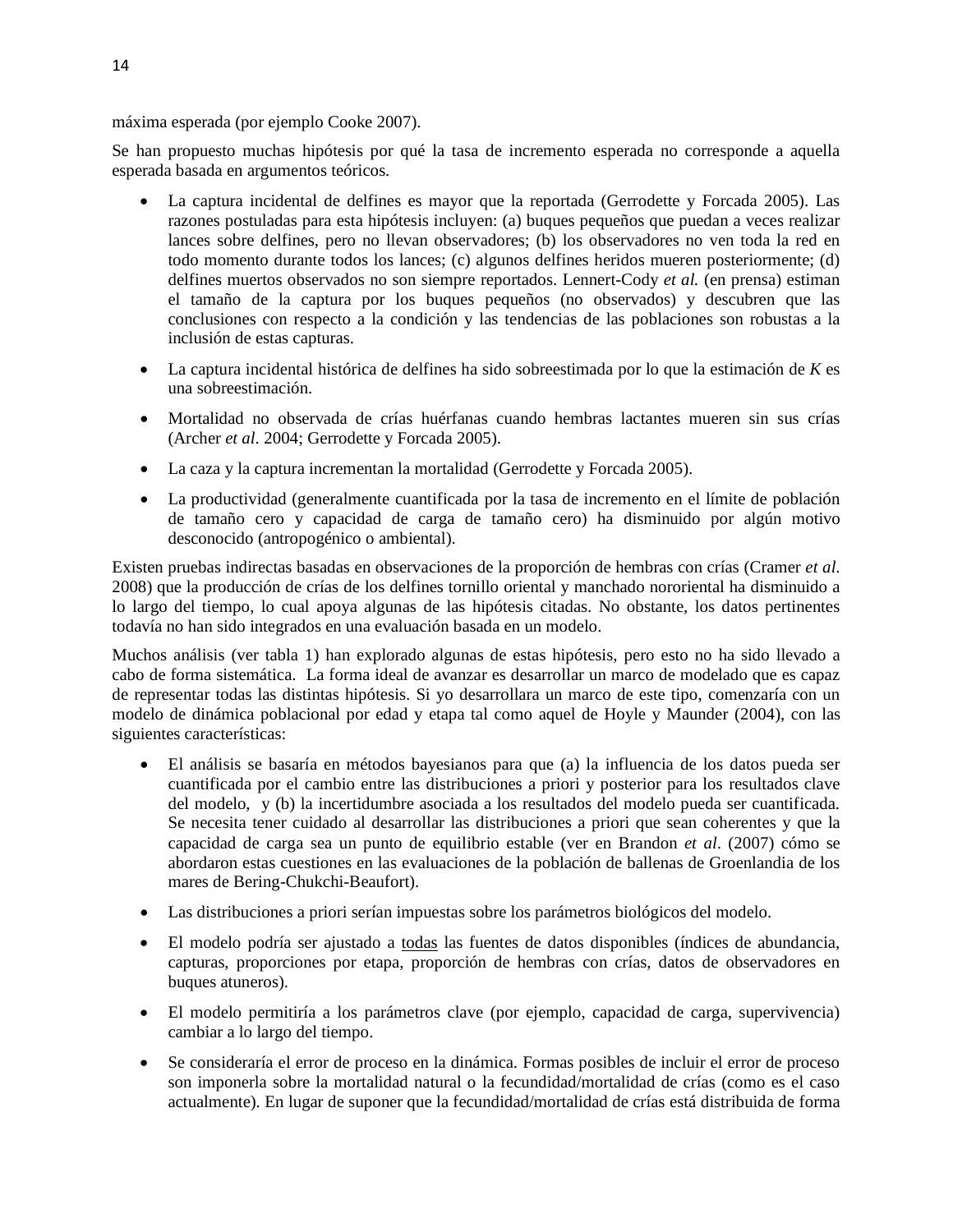máxima esperada (por ejemplo Cooke 2007).

Se han propuesto muchas hipótesis por qué la tasa de incremento esperada no corresponde a aquella esperada basada en argumentos teóricos.

- La captura incidental de delfines es mayor que la reportada (Gerrodette y Forcada 2005). Las razones postuladas para esta hipótesis incluyen: (a) buques pequeños que puedan a veces realizar lances sobre delfines, pero no llevan observadores; (b) los observadores no ven toda la red en todo momento durante todos los lances; (c) algunos delfines heridos mueren posteriormente; (d) delfines muertos observados no son siempre reportados. Lennert-Cody *et al.* (en prensa) estiman el tamaño de la captura por los buques pequeños (no observados) y descubren que las conclusiones con respecto a la condición y las tendencias de las poblaciones son robustas a la inclusión de estas capturas.
- La captura incidental histórica de delfines ha sido sobreestimada por lo que la estimación de $K$ es una sobreestimación.
- Mortalidad no observada de crías huérfanas cuando hembras lactantes mueren sin sus crías (Archer *et al*. 2004; Gerrodette y Forcada 2005).
- La caza y la captura incrementan la mortalidad (Gerrodette y Forcada 2005).
- La productividad (generalmente cuantificada por la tasa de incremento en el límite de población de tamaño cero y capacidad de carga de tamaño cero) ha disminuido por algún motivo desconocido (antropogénico o ambiental).

Existen pruebas indirectas basadas en observaciones de la proporción de hembras con crías (Cramer *et al*. 2008) que la producción de crías de los delfines tornillo oriental y manchado nororiental ha disminuido a lo largo del tiempo, lo cual apoya algunas de las hipótesis citadas. No obstante, los datos pertinentes todavía no han sido integrados en una evaluación basada en un modelo.

Muchos análisis (ver tabla 1) han explorado algunas de estas hipótesis, pero esto no ha sido llevado a cabo de forma sistemática. La forma ideal de avanzar es desarrollar un marco de modelado que es capaz de representar todas las distintas hipótesis. Si yo desarrollara un marco de este tipo, comenzaría con un modelo de dinámica poblacional por edad y etapa tal como aquel de Hoyle y Maunder (2004), con las siguientes características:

- El análisis se basaría en métodos bayesianos para que (a) la influencia de los datos pueda ser cuantificada por el cambio entre las distribuciones a priori y posterior para los resultados clave del modelo, y (b) la incertidumbre asociada a los resultados del modelo pueda ser cuantificada. Se necesita tener cuidado al desarrollar las distribuciones a priori que sean coherentes y que la capacidad de carga sea un punto de equilibrio estable (ver en Brandon *et al*. (2007) cómo se abordaron estas cuestiones en las evaluaciones de la población de ballenas de Groenlandia de los mares de Bering-Chukchi-Beaufort).
- Las distribuciones a priori serían impuestas sobre los parámetros biológicos del modelo.
- El modelo podría ser ajustado a <u>todas</u> las fuentes de datos disponibles (índices de abundancia, capturas, proporciones por etapa, proporción de hembras con crías, datos de observadores en buques atuneros).
- El modelo permitiría a los parámetros clave (por ejemplo, capacidad de carga, supervivencia) cambiar a lo largo del tiempo.
- Se consideraría el error de proceso en la dinámica. Formas posibles de incluir el error de proceso son imponerla sobre la mortalidad natural o la fecundidad/mortalidad de crías (como es el caso actualmente). En lugar de suponer que la fecundidad/mortalidad de crías está distribuida de forma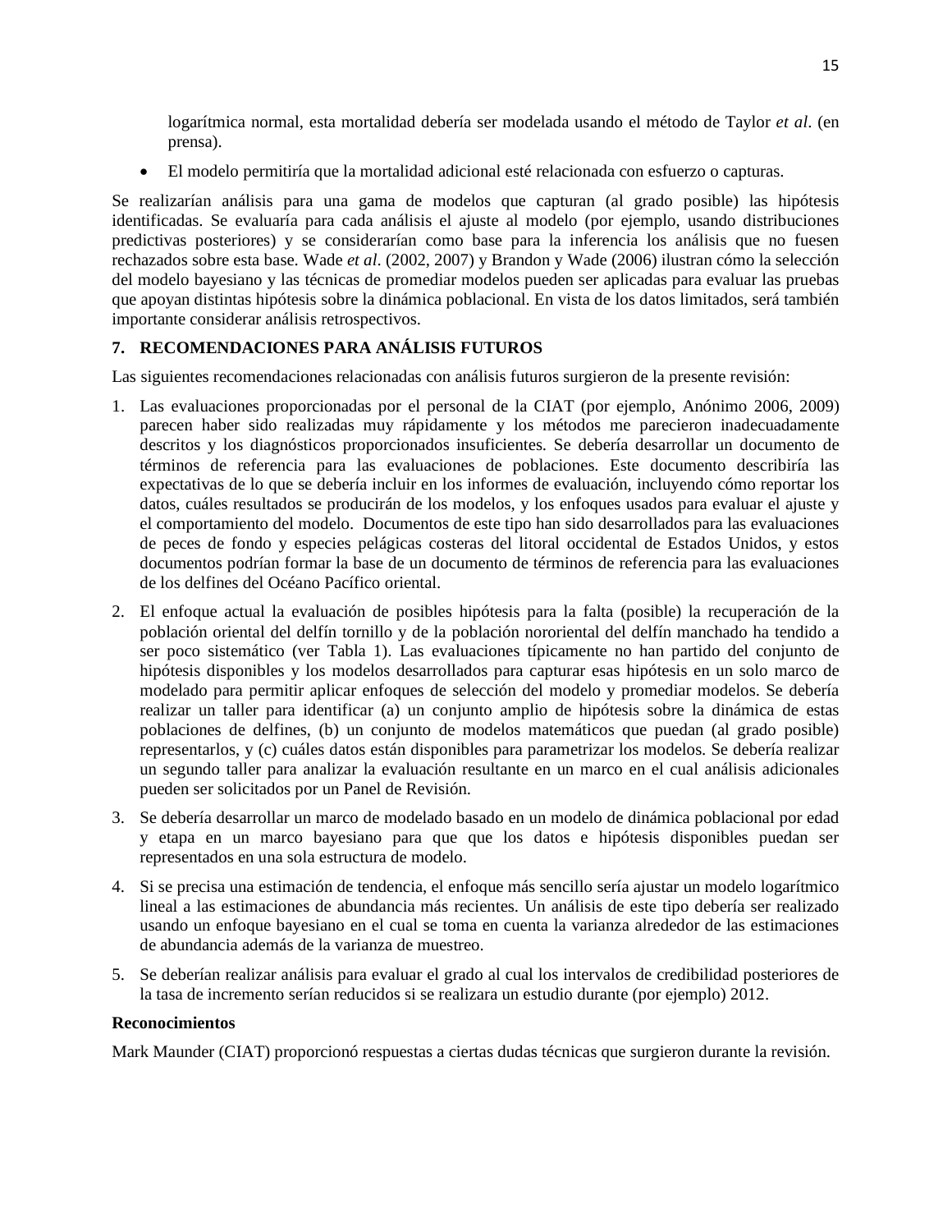logarítmica normal, esta mortalidad debería ser modelada usando el método de Taylor *et al*. (en prensa).

- El modelo permitiría que la mortalidad adicional esté relacionada con esfuerzo o capturas.

Se realizarían análisis para una gama de modelos que capturan (al grado posible) las hipótesis identificadas. Se evaluaría para cada análisis el ajuste al modelo (por ejemplo, usando distribuciones predictivas posteriores) y se considerarían como base para la inferencia los análisis que no fuesen rechazados sobre esta base. Wade *et al*. (2002, 2007) y Brandon y Wade (2006) ilustran cómo la selección del modelo bayesiano y las técnicas de promediar modelos pueden ser aplicadas para evaluar las pruebas que apoyan distintas hipótesis sobre la dinámica poblacional. En vista de los datos limitados, será también importante considerar análisis retrospectivos.

## 7. RECOMENDACIONES PARA ANÁLISIS FUTUROS

Las siguientes recomendaciones relacionadas con análisis futuros surgieron de la presente revisión:

1. Las evaluaciones proporcionadas por el personal de la CIAT (por ejemplo, Anónimo 2006, 2009) parecen haber sido realizadas muy rápidamente y los métodos me parecieron inadecuadamente descritos y los diagnósticos proporcionados insuficientes. Se debería desarrollar un documento de términos de referencia para las evaluaciones de poblaciones. Este documento describiría las expectativas de lo que se debería incluir en los informes de evaluación, incluyendo cómo reportar los datos, cuáles resultados se producirán de los modelos, y los enfoques usados para evaluar el ajuste y el comportamiento del modelo. Documentos de este tipo han sido desarrollados para las evaluaciones de peces de fondo y especies pelágicas costeras del litoral occidental de Estados Unidos, y estos documentos podrían formar la base de un documento de términos de referencia para las evaluaciones de los delfines del Océano Pacífico oriental.
2. El enfoque actual la evaluación de posibles hipótesis para la falta (posible) la recuperación de la población oriental del delfín tornillo y de la población nororiental del delfín manchado ha tendido a ser poco sistemático (ver Tabla 1). Las evaluaciones típicamente no han partido del conjunto de hipótesis disponibles y los modelos desarrollados para capturar esas hipótesis en un solo marco de modelado para permitir aplicar enfoques de selección del modelo y promediar modelos. Se debería realizar un taller para identificar (a) un conjunto amplio de hipótesis sobre la dinámica de estas poblaciones de delfines, (b) un conjunto de modelos matemáticos que puedan (al grado posible) representarlos, y (c) cuáles datos están disponibles para parametrizar los modelos. Se debería realizar un segundo taller para analizar la evaluación resultante en un marco en el cual análisis adicionales pueden ser solicitados por un Panel de Revisión.
3. Se debería desarrollar un marco de modelado basado en un modelo de dinámica poblacional por edad y etapa en un marco bayesiano para que que los datos e hipótesis disponibles puedan ser representados en una sola estructura de modelo.
4. Si se precisa una estimación de tendencia, el enfoque más sencillo sería ajustar un modelo logarítmico lineal a las estimaciones de abundancia más recientes. Un análisis de este tipo debería ser realizado usando un enfoque bayesiano en el cual se toma en cuenta la varianza alrededor de las estimaciones de abundancia además de la varianza de muestreo.
5. Se deberían realizar análisis para evaluar el grado al cual los intervalos de credibilidad posteriores de la tasa de incremento serían reducidos si se realizara un estudio durante (por ejemplo) 2012.

**Reconocimientos**

Mark Maunder (CIAT) proporcionó respuestas a ciertas dudas técnicas que surgieron durante la revisión.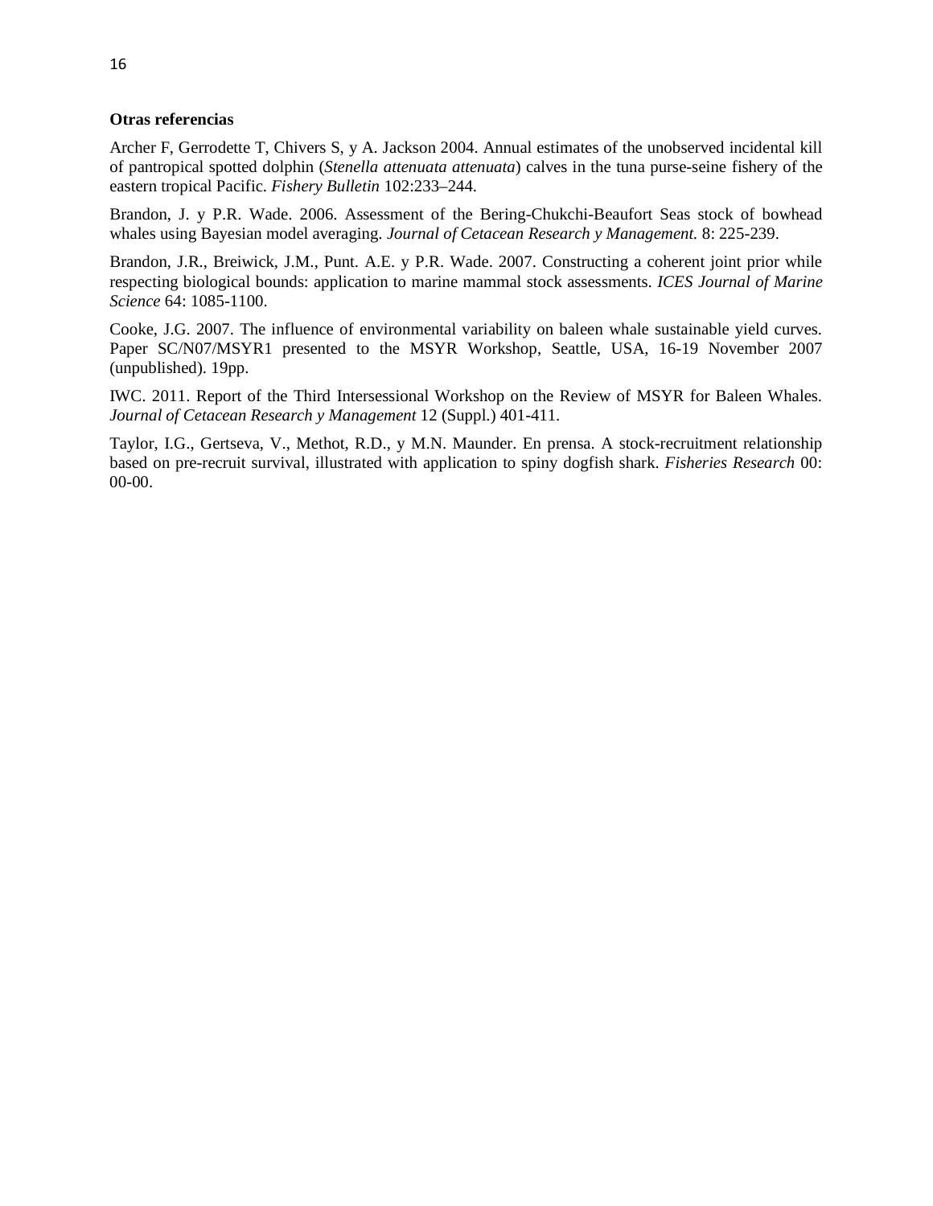**Otras referencias**

Archer F, Gerrodette T, Chivers S, y A. Jackson 2004. Annual estimates of the unobserved incidental kill of pantropical spotted dolphin (*Stenella attenuata attenuata*) calves in the tuna purse-seine fishery of the eastern tropical Pacific. *Fishery Bulletin* 102:233–244.

Brandon, J. y P.R. Wade. 2006. Assessment of the Bering-Chukchi-Beaufort Seas stock of bowhead whales using Bayesian model averaging. *Journal of Cetacean Research y Management.* 8: 225-239.

Brandon, J.R., Breiwick, J.M., Punt. A.E. y P.R. Wade. 2007. Constructing a coherent joint prior while respecting biological bounds: application to marine mammal stock assessments. *ICES Journal of Marine Science* 64: 1085-1100.

Cooke, J.G. 2007. The influence of environmental variability on baleen whale sustainable yield curves. Paper SC/N07/MSYR1 presented to the MSYR Workshop, Seattle, USA, 16-19 November 2007 (unpublished). 19pp.

IWC. 2011. Report of the Third Intersessional Workshop on the Review of MSYR for Baleen Whales. *Journal of Cetacean Research y Management* 12 (Suppl.) 401-411.

Taylor, I.G., Gertseva, V., Methot, R.D., y M.N. Maunder. En prensa. A stock-recruitment relationship based on pre-recruit survival, illustrated with application to spiny dogfish shark. *Fisheries Research* 00: 00-00.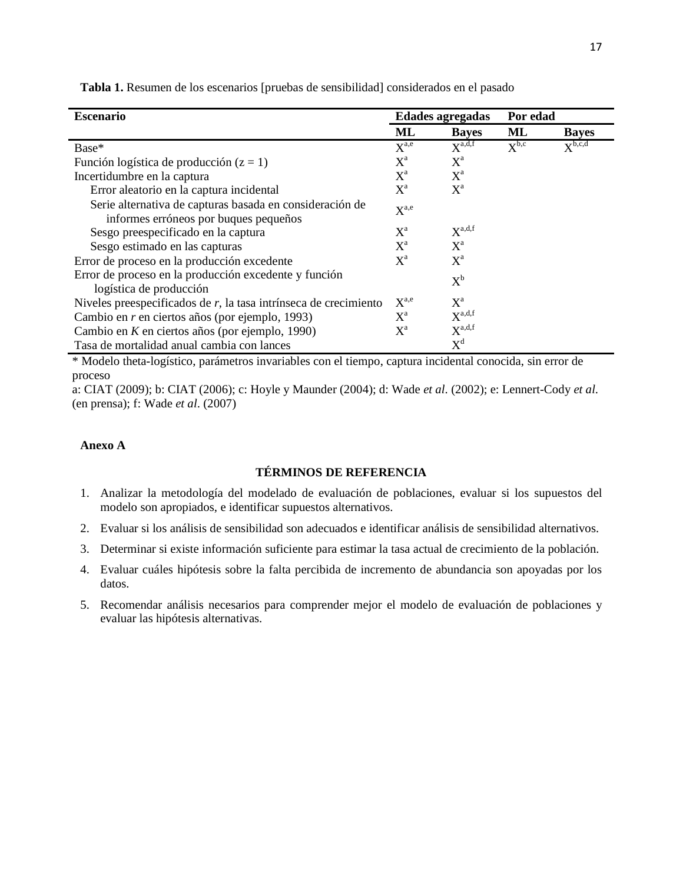**Tabla 1.** Resumen de los escenarios [pruebas de sensibilidad] considerados en el pasado

| Escenario | Edades agregadas | | Por edad | |
|---|---|---|---|---|
| | **ML** | **Bayes** | **ML** | **Bayes** |
| Base* | X[a,e] | X[a,d,f] | X[b,c] | X[b,c,d] |
| Función logística de producción (z = 1) | X[a] | X[a] | | |
| Incertidumbre en la captura | X[a] | X[a] | | |
| Error aleatorio en la captura incidental | X[a] | X[a] | | |
| Serie alternativa de capturas basada en consideración de informes erróneos por buques pequeños | X[a,e] | | | |
| Sesgo preespecificado en la captura | X[a] | X[a,d,f] | | |
| Sesgo estimado en las capturas | X[a] | X[a] | | |
| Error de proceso en la producción excedente | X[a] | X[a] | | |
| Error de proceso en la producción excedente y función logística de producción | | X[b] | | |
| Niveles preespecificados de *r*, la tasa intrínseca de crecimiento | X[a,e] | X[a] | | |
| Cambio en *r* en ciertos años (por ejemplo, 1993) | X[a] | X[a,d,f] | | |
| Cambio en *K* en ciertos años (por ejemplo, 1990) | X[a] | X[a,d,f] | | |
| Tasa de mortalidad anual cambia con lances | | X[d] | | |

\* Modelo theta-logístico, parámetros invariables con el tiempo, captura incidental conocida, sin error de proceso

a: CIAT (2009); b: CIAT (2006); c: Hoyle y Maunder (2004); d: Wade *et al*. (2002); e: Lennert-Cody *et al*. (en prensa); f: Wade *et al*. (2007)

**Anexo A**

## TÉRMINOS DE REFERENCIA

1. Analizar la metodología del modelado de evaluación de poblaciones, evaluar si los supuestos del modelo son apropiados, e identificar supuestos alternativos.
2. Evaluar si los análisis de sensibilidad son adecuados e identificar análisis de sensibilidad alternativos.
3. Determinar si existe información suficiente para estimar la tasa actual de crecimiento de la población.
4. Evaluar cuáles hipótesis sobre la falta percibida de incremento de abundancia son apoyadas por los datos.
5. Recomendar análisis necesarios para comprender mejor el modelo de evaluación de poblaciones y evaluar las hipótesis alternativas.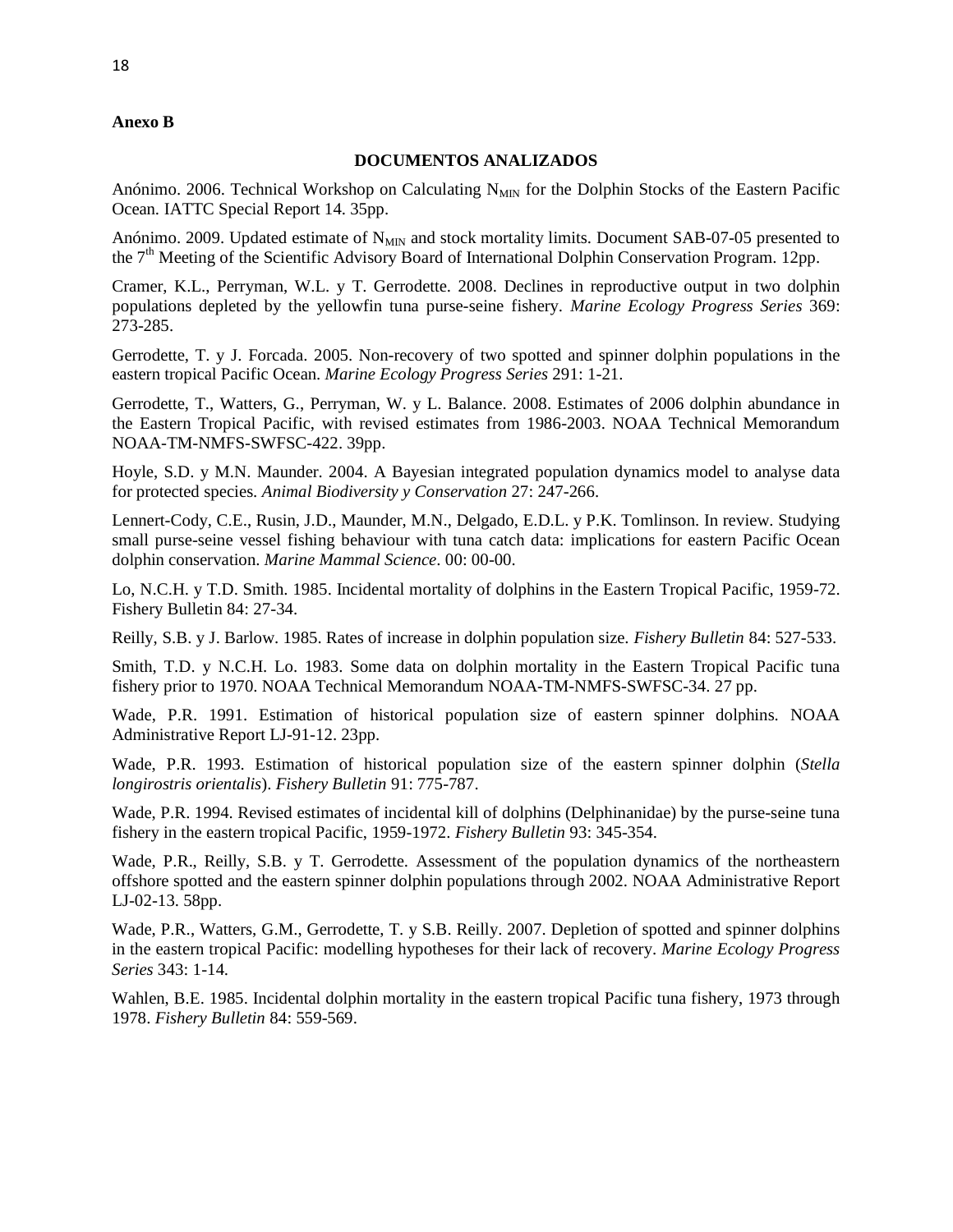**Anexo B**

## DOCUMENTOS ANALIZADOS

Anónimo. 2006. Technical Workshop on Calculating $N_{MIN}$ for the Dolphin Stocks of the Eastern Pacific Ocean. IATTC Special Report 14. 35pp.

Anónimo. 2009. Updated estimate of $N_{MIN}$ and stock mortality limits. Document SAB-07-05 presented to the 7th Meeting of the Scientific Advisory Board of International Dolphin Conservation Program. 12pp.

Cramer, K.L., Perryman, W.L. y T. Gerrodette. 2008. Declines in reproductive output in two dolphin populations depleted by the yellowfin tuna purse-seine fishery. *Marine Ecology Progress Series* 369: 273-285.

Gerrodette, T. y J. Forcada. 2005. Non-recovery of two spotted and spinner dolphin populations in the eastern tropical Pacific Ocean. *Marine Ecology Progress Series* 291: 1-21.

Gerrodette, T., Watters, G., Perryman, W. y L. Balance. 2008. Estimates of 2006 dolphin abundance in the Eastern Tropical Pacific, with revised estimates from 1986-2003. NOAA Technical Memorandum NOAA-TM-NMFS-SWFSC-422. 39pp.

Hoyle, S.D. y M.N. Maunder. 2004. A Bayesian integrated population dynamics model to analyse data for protected species. *Animal Biodiversity y Conservation* 27: 247-266.

Lennert-Cody, C.E., Rusin, J.D., Maunder, M.N., Delgado, E.D.L. y P.K. Tomlinson. In review. Studying small purse-seine vessel fishing behaviour with tuna catch data: implications for eastern Pacific Ocean dolphin conservation. *Marine Mammal Science*. 00: 00-00.

Lo, N.C.H. y T.D. Smith. 1985. Incidental mortality of dolphins in the Eastern Tropical Pacific, 1959-72. Fishery Bulletin 84: 27-34.

Reilly, S.B. y J. Barlow. 1985. Rates of increase in dolphin population size. *Fishery Bulletin* 84: 527-533.

Smith, T.D. y N.C.H. Lo. 1983. Some data on dolphin mortality in the Eastern Tropical Pacific tuna fishery prior to 1970. NOAA Technical Memorandum NOAA-TM-NMFS-SWFSC-34. 27 pp.

Wade, P.R. 1991. Estimation of historical population size of eastern spinner dolphins. NOAA Administrative Report LJ-91-12. 23pp.

Wade, P.R. 1993. Estimation of historical population size of the eastern spinner dolphin (*Stella longirostris orientalis*). *Fishery Bulletin* 91: 775-787.

Wade, P.R. 1994. Revised estimates of incidental kill of dolphins (Delphinanidae) by the purse-seine tuna fishery in the eastern tropical Pacific, 1959-1972. *Fishery Bulletin* 93: 345-354.

Wade, P.R., Reilly, S.B. y T. Gerrodette. Assessment of the population dynamics of the northeastern offshore spotted and the eastern spinner dolphin populations through 2002. NOAA Administrative Report LJ-02-13. 58pp.

Wade, P.R., Watters, G.M., Gerrodette, T. y S.B. Reilly. 2007. Depletion of spotted and spinner dolphins in the eastern tropical Pacific: modelling hypotheses for their lack of recovery. *Marine Ecology Progress Series* 343: 1-14.

Wahlen, B.E. 1985. Incidental dolphin mortality in the eastern tropical Pacific tuna fishery, 1973 through 1978. *Fishery Bulletin* 84: 559-569.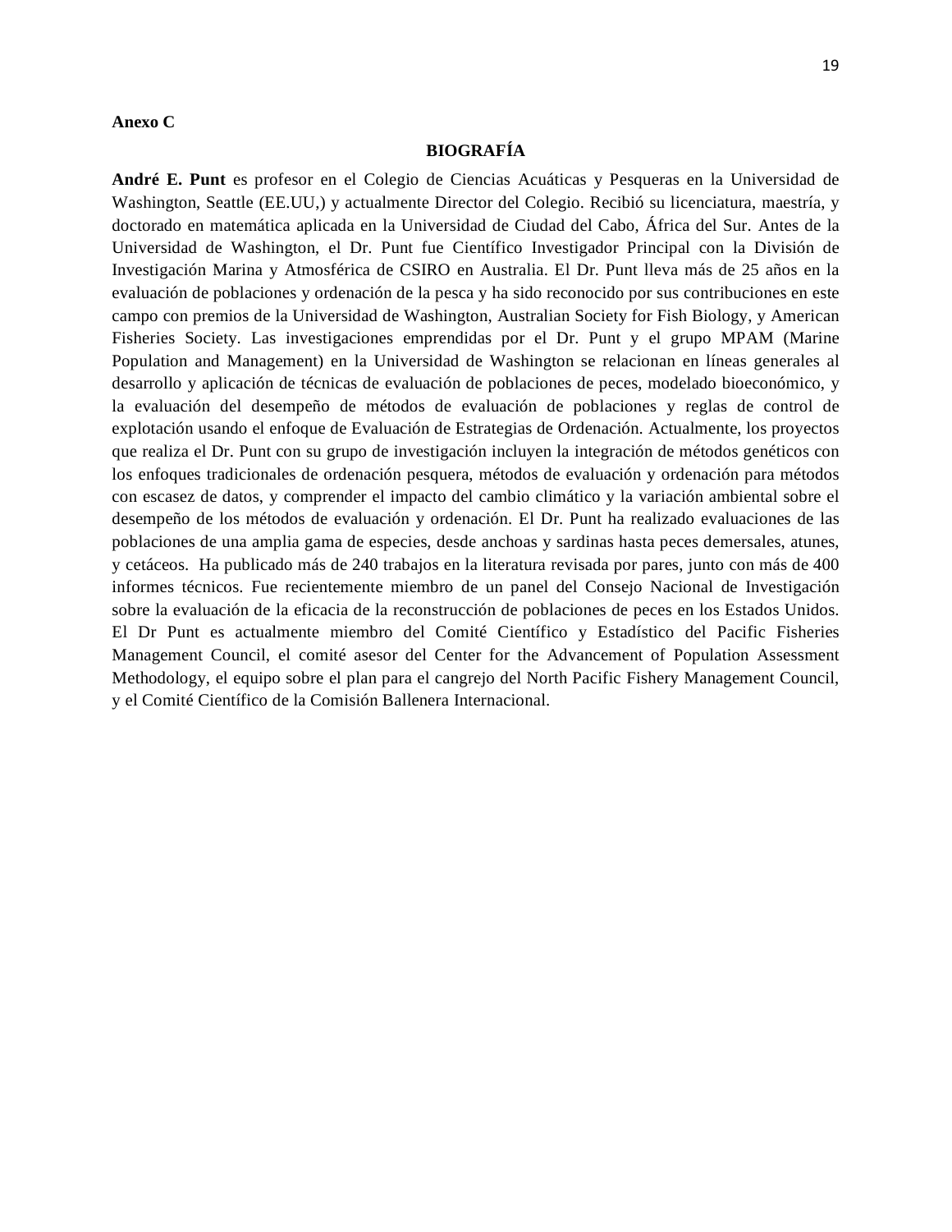**Anexo C**

## BIOGRAFÍA

**André E. Punt** es profesor en el Colegio de Ciencias Acuáticas y Pesqueras en la Universidad de Washington, Seattle (EE.UU,) y actualmente Director del Colegio. Recibió su licenciatura, maestría, y doctorado en matemática aplicada en la Universidad de Ciudad del Cabo, África del Sur. Antes de la Universidad de Washington, el Dr. Punt fue Científico Investigador Principal con la División de Investigación Marina y Atmosférica de CSIRO en Australia. El Dr. Punt lleva más de 25 años en la evaluación de poblaciones y ordenación de la pesca y ha sido reconocido por sus contribuciones en este campo con premios de la Universidad de Washington, Australian Society for Fish Biology, y American Fisheries Society. Las investigaciones emprendidas por el Dr. Punt y el grupo MPAM (Marine Population and Management) en la Universidad de Washington se relacionan en líneas generales al desarrollo y aplicación de técnicas de evaluación de poblaciones de peces, modelado bioeconómico, y la evaluación del desempeño de métodos de evaluación de poblaciones y reglas de control de explotación usando el enfoque de Evaluación de Estrategias de Ordenación. Actualmente, los proyectos que realiza el Dr. Punt con su grupo de investigación incluyen la integración de métodos genéticos con los enfoques tradicionales de ordenación pesquera, métodos de evaluación y ordenación para métodos con escasez de datos, y comprender el impacto del cambio climático y la variación ambiental sobre el desempeño de los métodos de evaluación y ordenación. El Dr. Punt ha realizado evaluaciones de las poblaciones de una amplia gama de especies, desde anchoas y sardinas hasta peces demersales, atunes, y cetáceos. Ha publicado más de 240 trabajos en la literatura revisada por pares, junto con más de 400 informes técnicos. Fue recientemente miembro de un panel del Consejo Nacional de Investigación sobre la evaluación de la eficacia de la reconstrucción de poblaciones de peces en los Estados Unidos. El Dr Punt es actualmente miembro del Comité Científico y Estadístico del Pacific Fisheries Management Council, el comité asesor del Center for the Advancement of Population Assessment Methodology, el equipo sobre el plan para el cangrejo del North Pacific Fishery Management Council, y el Comité Científico de la Comisión Ballenera Internacional.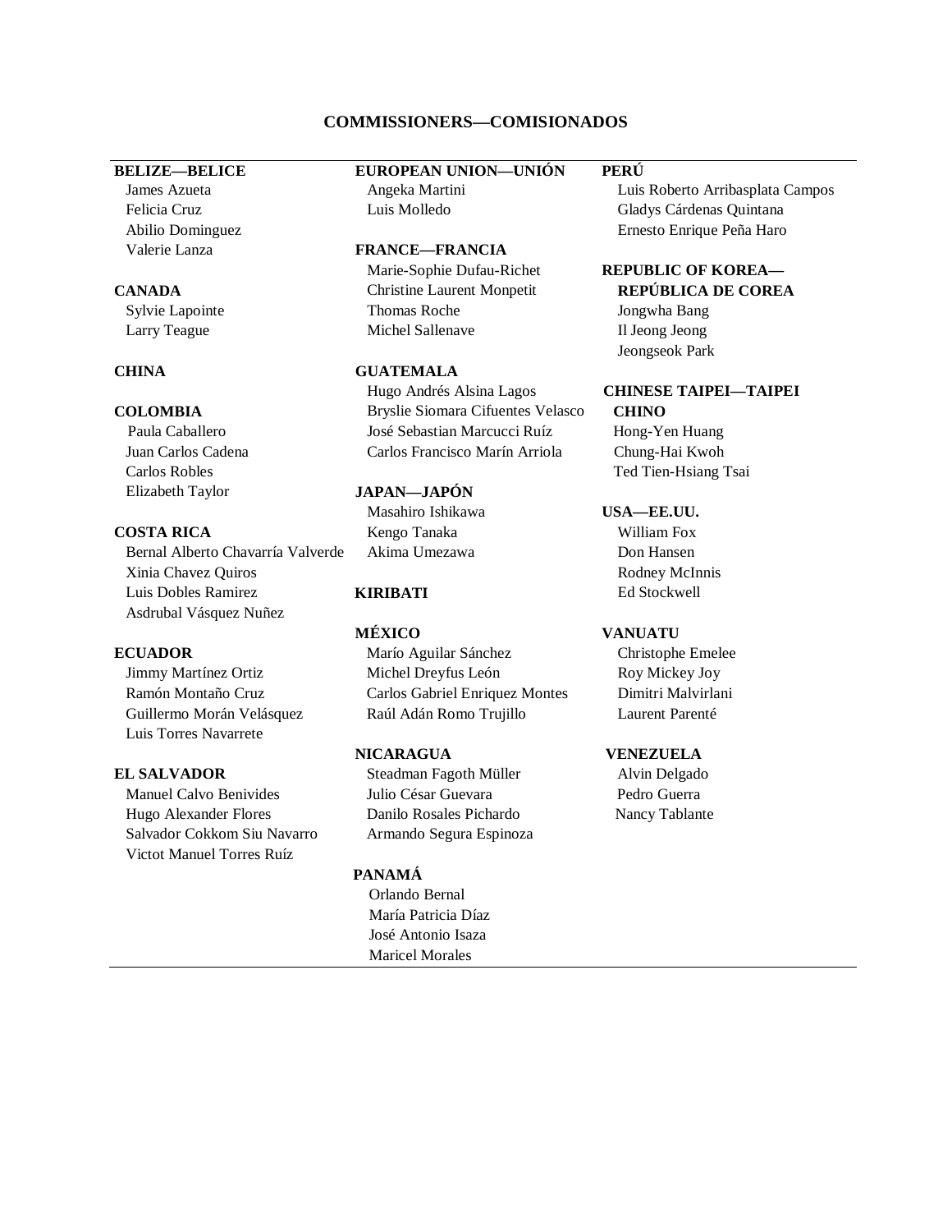## COMMISSIONERS—COMISIONADOS

**BELIZE—BELICE**
James Azueta
Felicia Cruz
Abilio Dominguez
Valerie Lanza

**CANADA**
Sylvie Lapointe
Larry Teague

**CHINA**

**COLOMBIA**
Paula Caballero
Juan Carlos Cadena
Carlos Robles
Elizabeth Taylor

**COSTA RICA**
Bernal Alberto Chavarría Valverde
Xinia Chavez Quiros
Luis Dobles Ramirez
Asdrubal Vásquez Nuñez

**ECUADOR**
Jimmy Martínez Ortiz
Ramón Montaño Cruz
Guillermo Morán Velásquez
Luis Torres Navarrete

**EL SALVADOR**
Manuel Calvo Benivides
Hugo Alexander Flores
Salvador Cokkom Siu Navarro
Victot Manuel Torres Ruíz

**EUROPEAN UNION—UNIÓN**
Angeka Martini
Luis Molledo

**FRANCE—FRANCIA**
Marie-Sophie Dufau-Richet
Christine Laurent Monpetit
Thomas Roche
Michel Sallenave

**GUATEMALA**
Hugo Andrés Alsina Lagos
Bryslie Siomara Cifuentes Velasco
José Sebastian Marcucci Ruíz
Carlos Francisco Marín Arriola

**JAPAN—JAPÓN**
Masahiro Ishikawa
Kengo Tanaka
Akima Umezawa

**KIRIBATI**

**MÉXICO**
Marío Aguilar Sánchez
Michel Dreyfus León
Carlos Gabriel Enriquez Montes
Raúl Adán Romo Trujillo

**NICARAGUA**
Steadman Fagoth Müller
Julio César Guevara
Danilo Rosales Pichardo
Armando Segura Espinoza

**PANAMÁ**
Orlando Bernal
María Patricia Díaz
José Antonio Isaza
Maricel Morales

**PERÚ**
Luis Roberto Arribasplata Campos
Gladys Cárdenas Quintana
Ernesto Enrique Peña Haro

**REPUBLIC OF KOREA—REPÚBLICA DE COREA**
Jongwha Bang
Il Jeong Jeong
Jeongseok Park

**CHINESE TAIPEI—TAIPEI CHINO**
Hong-Yen Huang
Chung-Hai Kwoh
Ted Tien-Hsiang Tsai

**USA—EE.UU.**
William Fox
Don Hansen
Rodney McInnis
Ed Stockwell

**VANUATU**
Christophe Emelee
Roy Mickey Joy
Dimitri Malvirlani
Laurent Parenté

**VENEZUELA**
Alvin Delgado
Pedro Guerra
Nancy Tablante